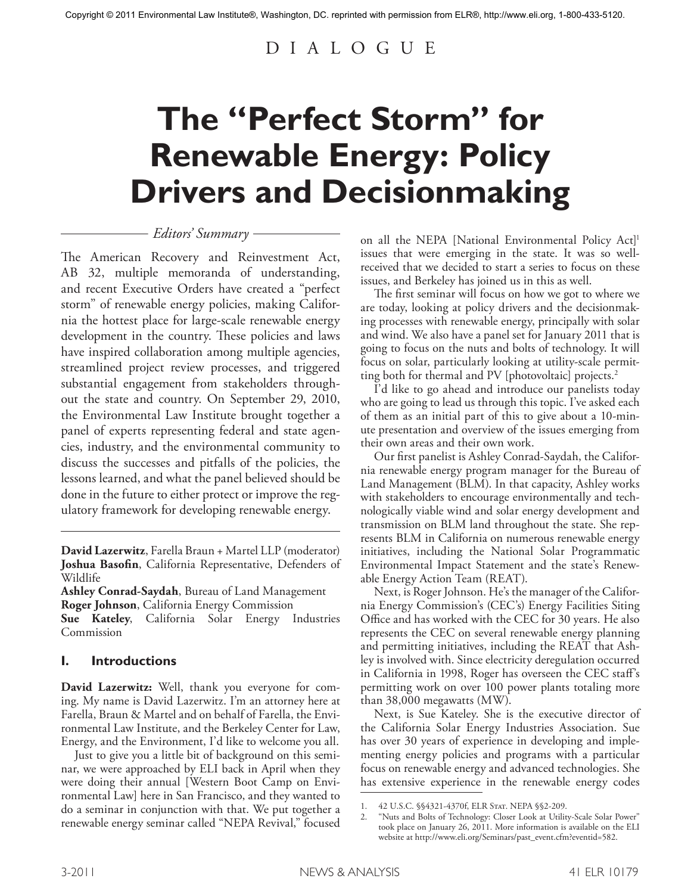Copyright © 2011 Environmental Law Institute®, Washington, DC. reprinted with permission from ELR®, http://www.eli.org, 1-800-433-5120.

D I A L O G U E

# The "Perfect Storm" for Renewable Energy: Policy Drivers and Decisionmaking

*Editors' Summary*

The American Recovery and Reinvestment Act, AB 32, multiple memoranda of understanding, and recent Executive Orders have created a "perfect storm" of renewable energy policies, making California the hottest place for large-scale renewable energy development in the country. These policies and laws have inspired collaboration among multiple agencies, streamlined project review processes, and triggered substantial engagement from stakeholders throughout the state and country. On September 29, 2010, the Environmental Law Institute brought together a panel of experts representing federal and state agencies, industry, and the environmental community to discuss the successes and pitfalls of the policies, the lessons learned, and what the panel believed should be done in the future to either protect or improve the regulatory framework for developing renewable energy.

**David Lazerwitz**, Farella Braun + Martel LLP (moderator)
**Joshua Basofin**, California Representative, Defenders of Wildlife
**Ashley Conrad-Saydah**, Bureau of Land Management
**Roger Johnson**, California Energy Commission
**Sue Kateley**, California Solar Energy Industries Commission

## I. Introductions

**David Lazerwitz:** Well, thank you everyone for coming. My name is David Lazerwitz. I'm an attorney here at Farella, Braun & Martel and on behalf of Farella, the Environmental Law Institute, and the Berkeley Center for Law, Energy, and the Environment, I'd like to welcome you all.

Just to give you a little bit of background on this seminar, we were approached by ELI back in April when they were doing their annual [Western Boot Camp on Environmental Law] here in San Francisco, and they wanted to do a seminar in conjunction with that. We put together a renewable energy seminar called "NEPA Revival," focused on all the NEPA [National Environmental Policy Act][1] issues that were emerging in the state. It was so well-received that we decided to start a series to focus on these issues, and Berkeley has joined us in this as well.

The first seminar will focus on how we got to where we are today, looking at policy drivers and the decisionmaking processes with renewable energy, principally with solar and wind. We also have a panel set for January 2011 that is going to focus on the nuts and bolts of technology. It will focus on solar, particularly looking at utility-scale permitting both for thermal and PV [photovoltaic] projects.[2]

I'd like to go ahead and introduce our panelists today who are going to lead us through this topic. I've asked each of them as an initial part of this to give about a 10-minute presentation and overview of the issues emerging from their own areas and their own work.

Our first panelist is Ashley Conrad-Saydah, the California renewable energy program manager for the Bureau of Land Management (BLM). In that capacity, Ashley works with stakeholders to encourage environmentally and technologically viable wind and solar energy development and transmission on BLM land throughout the state. She represents BLM in California on numerous renewable energy initiatives, including the National Solar Programmatic Environmental Impact Statement and the state's Renewable Energy Action Team (REAT).

Next, is Roger Johnson. He's the manager of the California Energy Commission's (CEC's) Energy Facilities Siting Office and has worked with the CEC for 30 years. He also represents the CEC on several renewable energy planning and permitting initiatives, including the REAT that Ashley is involved with. Since electricity deregulation occurred in California in 1998, Roger has overseen the CEC staff's permitting work on over 100 power plants totaling more than 38,000 megawatts (MW).

Next, is Sue Kateley. She is the executive director of the California Solar Energy Industries Association. Sue has over 30 years of experience in developing and implementing energy policies and programs with a particular focus on renewable energy and advanced technologies. She has extensive experience in the renewable energy codes

1. 42 U.S.C. §§4321-4370f, ELR Stat. NEPA §§2-209.
2. "Nuts and Bolts of Technology: Closer Look at Utility-Scale Solar Power" took place on January 26, 2011. More information is available on the ELI website at http://www.eli.org/Seminars/past_event.cfm?eventid=582.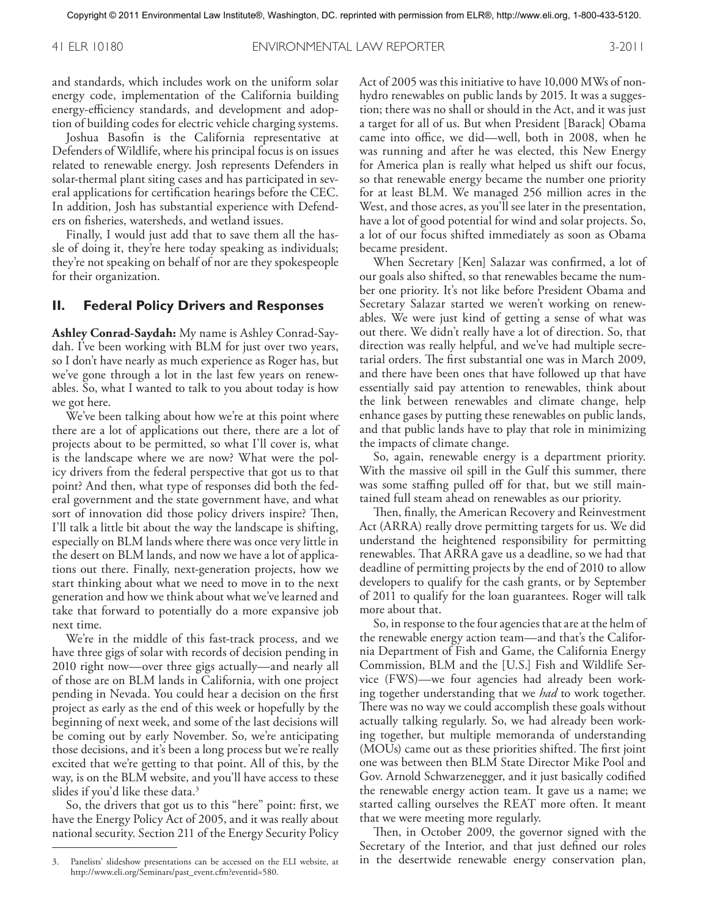and standards, which includes work on the uniform solar energy code, implementation of the California building energy-efficiency standards, and development and adoption of building codes for electric vehicle charging systems.

Joshua Basofin is the California representative at Defenders of Wildlife, where his principal focus is on issues related to renewable energy. Josh represents Defenders in solar-thermal plant siting cases and has participated in several applications for certification hearings before the CEC. In addition, Josh has substantial experience with Defenders on fisheries, watersheds, and wetland issues.

Finally, I would just add that to save them all the hassle of doing it, they're here today speaking as individuals; they're not speaking on behalf of nor are they spokespeople for their organization.

## II. Federal Policy Drivers and Responses

**Ashley Conrad-Saydah:** My name is Ashley Conrad-Saydah. I've been working with BLM for just over two years, so I don't have nearly as much experience as Roger has, but we've gone through a lot in the last few years on renewables. So, what I wanted to talk to you about today is how we got here.

We've been talking about how we're at this point where there are a lot of applications out there, there are a lot of projects about to be permitted, so what I'll cover is, what is the landscape where we are now? What were the policy drivers from the federal perspective that got us to that point? And then, what type of responses did both the federal government and the state government have, and what sort of innovation did those policy drivers inspire? Then, I'll talk a little bit about the way the landscape is shifting, especially on BLM lands where there was once very little in the desert on BLM lands, and now we have a lot of applications out there. Finally, next-generation projects, how we start thinking about what we need to move in to the next generation and how we think about what we've learned and take that forward to potentially do a more expansive job next time.

We're in the middle of this fast-track process, and we have three gigs of solar with records of decision pending in 2010 right now—over three gigs actually—and nearly all of those are on BLM lands in California, with one project pending in Nevada. You could hear a decision on the first project as early as the end of this week or hopefully by the beginning of next week, and some of the last decisions will be coming out by early November. So, we're anticipating those decisions, and it's been a long process but we're really excited that we're getting to that point. All of this, by the way, is on the BLM website, and you'll have access to these slides if you'd like these data.[3]

So, the drivers that got us to this "here" point: first, we have the Energy Policy Act of 2005, and it was really about national security. Section 211 of the Energy Security Policy Act of 2005 was this initiative to have 10,000 MWs of non-hydro renewables on public lands by 2015. It was a suggestion; there was no shall or should in the Act, and it was just a target for all of us. But when President [Barack] Obama came into office, we did—well, both in 2008, when he was running and after he was elected, this New Energy for America plan is really what helped us shift our focus, so that renewable energy became the number one priority for at least BLM. We managed 256 million acres in the West, and those acres, as you'll see later in the presentation, have a lot of good potential for wind and solar projects. So, a lot of our focus shifted immediately as soon as Obama became president.

When Secretary [Ken] Salazar was confirmed, a lot of our goals also shifted, so that renewables became the number one priority. It's not like before President Obama and Secretary Salazar started we weren't working on renewables. We were just kind of getting a sense of what was out there. We didn't really have a lot of direction. So, that direction was really helpful, and we've had multiple secretarial orders. The first substantial one was in March 2009, and there have been ones that have followed up that have essentially said pay attention to renewables, think about the link between renewables and climate change, help enhance gases by putting these renewables on public lands, and that public lands have to play that role in minimizing the impacts of climate change.

So, again, renewable energy is a department priority. With the massive oil spill in the Gulf this summer, there was some staffing pulled off for that, but we still maintained full steam ahead on renewables as our priority.

Then, finally, the American Recovery and Reinvestment Act (ARRA) really drove permitting targets for us. We did understand the heightened responsibility for permitting renewables. That ARRA gave us a deadline, so we had that deadline of permitting projects by the end of 2010 to allow developers to qualify for the cash grants, or by September of 2011 to qualify for the loan guarantees. Roger will talk more about that.

So, in response to the four agencies that are at the helm of the renewable energy action team—and that's the California Department of Fish and Game, the California Energy Commission, BLM and the [U.S.] Fish and Wildlife Service (FWS)—we four agencies had already been working together understanding that we *had* to work together. There was no way we could accomplish these goals without actually talking regularly. So, we had already been working together, but multiple memoranda of understanding (MOUs) came out as these priorities shifted. The first joint one was between then BLM State Director Mike Pool and Gov. Arnold Schwarzenegger, and it just basically codified the renewable energy action team. It gave us a name; we started calling ourselves the REAT more often. It meant that we were meeting more regularly.

Then, in October 2009, the governor signed with the Secretary of the Interior, and that just defined our roles in the desertwide renewable energy conservation plan,

3. Panelists' slideshow presentations can be accessed on the ELI website, at http://www.eli.org/Seminars/past_event.cfm?eventid=580.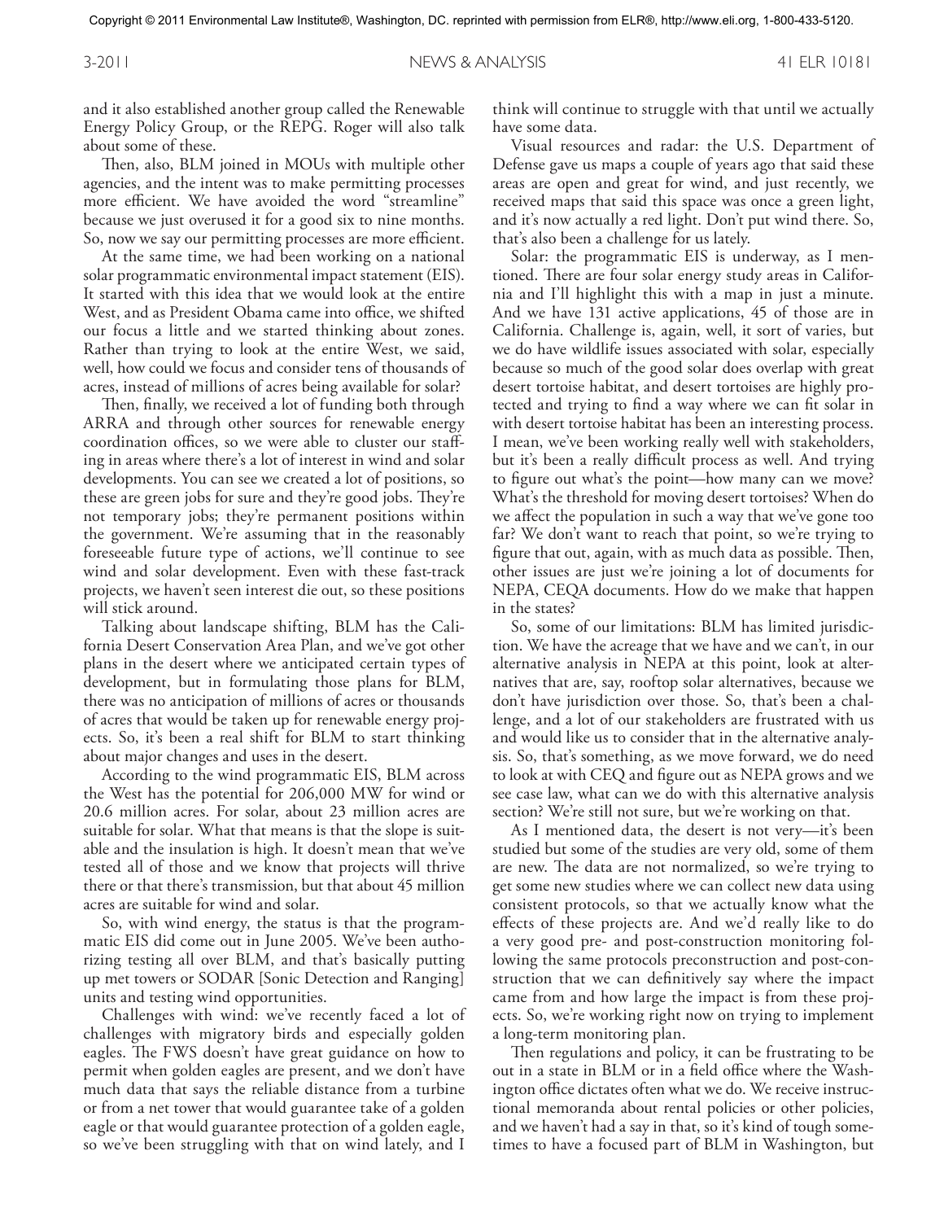and it also established another group called the Renewable Energy Policy Group, or the REPG. Roger will also talk about some of these.

Then, also, BLM joined in MOUs with multiple other agencies, and the intent was to make permitting processes more efficient. We have avoided the word "streamline" because we just overused it for a good six to nine months. So, now we say our permitting processes are more efficient.

At the same time, we had been working on a national solar programmatic environmental impact statement (EIS). It started with this idea that we would look at the entire West, and as President Obama came into office, we shifted our focus a little and we started thinking about zones. Rather than trying to look at the entire West, we said, well, how could we focus and consider tens of thousands of acres, instead of millions of acres being available for solar?

Then, finally, we received a lot of funding both through ARRA and through other sources for renewable energy coordination offices, so we were able to cluster our staffing in areas where there's a lot of interest in wind and solar developments. You can see we created a lot of positions, so these are green jobs for sure and they're good jobs. They're not temporary jobs; they're permanent positions within the government. We're assuming that in the reasonably foreseeable future type of actions, we'll continue to see wind and solar development. Even with these fast-track projects, we haven't seen interest die out, so these positions will stick around.

Talking about landscape shifting, BLM has the California Desert Conservation Area Plan, and we've got other plans in the desert where we anticipated certain types of development, but in formulating those plans for BLM, there was no anticipation of millions of acres or thousands of acres that would be taken up for renewable energy projects. So, it's been a real shift for BLM to start thinking about major changes and uses in the desert.

According to the wind programmatic EIS, BLM across the West has the potential for 206,000 MW for wind or 20.6 million acres. For solar, about 23 million acres are suitable for solar. What that means is that the slope is suitable and the insulation is high. It doesn't mean that we've tested all of those and we know that projects will thrive there or that there's transmission, but that about 45 million acres are suitable for wind and solar.

So, with wind energy, the status is that the programmatic EIS did come out in June 2005. We've been authorizing testing all over BLM, and that's basically putting up met towers or SODAR [Sonic Detection and Ranging] units and testing wind opportunities.

Challenges with wind: we've recently faced a lot of challenges with migratory birds and especially golden eagles. The FWS doesn't have great guidance on how to permit when golden eagles are present, and we don't have much data that says the reliable distance from a turbine or from a net tower that would guarantee take of a golden eagle or that would guarantee protection of a golden eagle, so we've been struggling with that on wind lately, and I think will continue to struggle with that until we actually have some data.

Visual resources and radar: the U.S. Department of Defense gave us maps a couple of years ago that said these areas are open and great for wind, and just recently, we received maps that said this space was once a green light, and it's now actually a red light. Don't put wind there. So, that's also been a challenge for us lately.

Solar: the programmatic EIS is underway, as I mentioned. There are four solar energy study areas in California and I'll highlight this with a map in just a minute. And we have 131 active applications, 45 of those are in California. Challenge is, again, well, it sort of varies, but we do have wildlife issues associated with solar, especially because so much of the good solar does overlap with great desert tortoise habitat, and desert tortoises are highly protected and trying to find a way where we can fit solar in with desert tortoise habitat has been an interesting process. I mean, we've been working really well with stakeholders, but it's been a really difficult process as well. And trying to figure out what's the point—how many can we move? What's the threshold for moving desert tortoises? When do we affect the population in such a way that we've gone too far? We don't want to reach that point, so we're trying to figure that out, again, with as much data as possible. Then, other issues are just we're joining a lot of documents for NEPA, CEQA documents. How do we make that happen in the states?

So, some of our limitations: BLM has limited jurisdiction. We have the acreage that we have and we can't, in our alternative analysis in NEPA at this point, look at alternatives that are, say, rooftop solar alternatives, because we don't have jurisdiction over those. So, that's been a challenge, and a lot of our stakeholders are frustrated with us and would like us to consider that in the alternative analysis. So, that's something, as we move forward, we do need to look at with CEQ and figure out as NEPA grows and we see case law, what can we do with this alternative analysis section? We're still not sure, but we're working on that.

As I mentioned data, the desert is not very—it's been studied but some of the studies are very old, some of them are new. The data are not normalized, so we're trying to get some new studies where we can collect new data using consistent protocols, so that we actually know what the effects of these projects are. And we'd really like to do a very good pre- and post-construction monitoring following the same protocols preconstruction and post-construction that we can definitively say where the impact came from and how large the impact is from these projects. So, we're working right now on trying to implement a long-term monitoring plan.

Then regulations and policy, it can be frustrating to be out in a state in BLM or in a field office where the Washington office dictates often what we do. We receive instructional memoranda about rental policies or other policies, and we haven't had a say in that, so it's kind of tough sometimes to have a focused part of BLM in Washington, but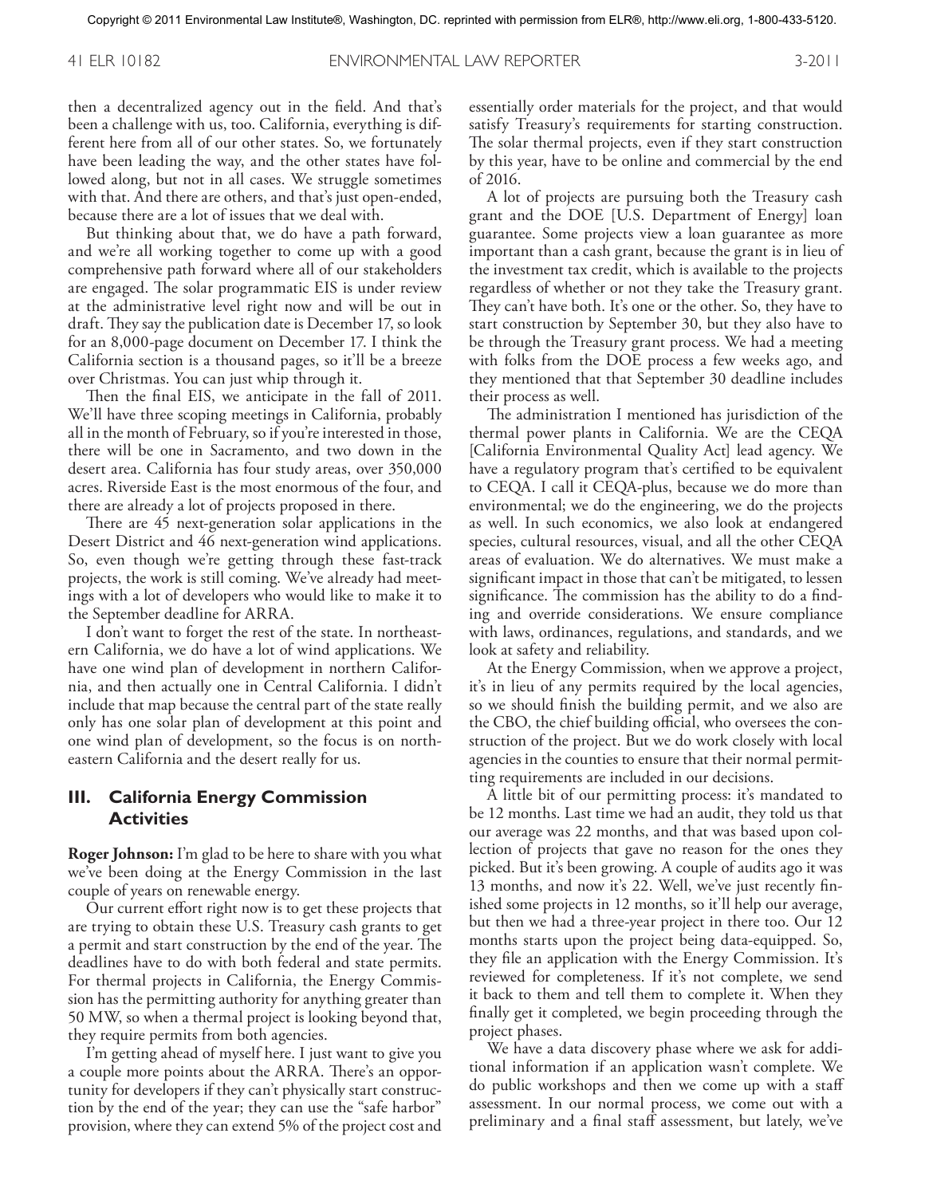then a decentralized agency out in the field. And that's been a challenge with us, too. California, everything is different here from all of our other states. So, we fortunately have been leading the way, and the other states have followed along, but not in all cases. We struggle sometimes with that. And there are others, and that's just open-ended, because there are a lot of issues that we deal with.

But thinking about that, we do have a path forward, and we're all working together to come up with a good comprehensive path forward where all of our stakeholders are engaged. The solar programmatic EIS is under review at the administrative level right now and will be out in draft. They say the publication date is December 17, so look for an 8,000-page document on December 17. I think the California section is a thousand pages, so it'll be a breeze over Christmas. You can just whip through it.

Then the final EIS, we anticipate in the fall of 2011. We'll have three scoping meetings in California, probably all in the month of February, so if you're interested in those, there will be one in Sacramento, and two down in the desert area. California has four study areas, over 350,000 acres. Riverside East is the most enormous of the four, and there are already a lot of projects proposed in there.

There are 45 next-generation solar applications in the Desert District and 46 next-generation wind applications. So, even though we're getting through these fast-track projects, the work is still coming. We've already had meetings with a lot of developers who would like to make it to the September deadline for ARRA.

I don't want to forget the rest of the state. In northeastern California, we do have a lot of wind applications. We have one wind plan of development in northern California, and then actually one in Central California. I didn't include that map because the central part of the state really only has one solar plan of development at this point and one wind plan of development, so the focus is on northeastern California and the desert really for us.

## III. California Energy Commission Activities

**Roger Johnson:** I'm glad to be here to share with you what we've been doing at the Energy Commission in the last couple of years on renewable energy.

Our current effort right now is to get these projects that are trying to obtain these U.S. Treasury cash grants to get a permit and start construction by the end of the year. The deadlines have to do with both federal and state permits. For thermal projects in California, the Energy Commission has the permitting authority for anything greater than 50 MW, so when a thermal project is looking beyond that, they require permits from both agencies.

I'm getting ahead of myself here. I just want to give you a couple more points about the ARRA. There's an opportunity for developers if they can't physically start construction by the end of the year; they can use the "safe harbor" provision, where they can extend 5% of the project cost and essentially order materials for the project, and that would satisfy Treasury's requirements for starting construction. The solar thermal projects, even if they start construction by this year, have to be online and commercial by the end of 2016.

A lot of projects are pursuing both the Treasury cash grant and the DOE [U.S. Department of Energy] loan guarantee. Some projects view a loan guarantee as more important than a cash grant, because the grant is in lieu of the investment tax credit, which is available to the projects regardless of whether or not they take the Treasury grant. They can't have both. It's one or the other. So, they have to start construction by September 30, but they also have to be through the Treasury grant process. We had a meeting with folks from the DOE process a few weeks ago, and they mentioned that that September 30 deadline includes their process as well.

The administration I mentioned has jurisdiction of the thermal power plants in California. We are the CEQA [California Environmental Quality Act] lead agency. We have a regulatory program that's certified to be equivalent to CEQA. I call it CEQA-plus, because we do more than environmental; we do the engineering, we do the projects as well. In such economics, we also look at endangered species, cultural resources, visual, and all the other CEQA areas of evaluation. We do alternatives. We must make a significant impact in those that can't be mitigated, to lessen significance. The commission has the ability to do a finding and override considerations. We ensure compliance with laws, ordinances, regulations, and standards, and we look at safety and reliability.

At the Energy Commission, when we approve a project, it's in lieu of any permits required by the local agencies, so we should finish the building permit, and we also are the CBO, the chief building official, who oversees the construction of the project. But we do work closely with local agencies in the counties to ensure that their normal permitting requirements are included in our decisions.

A little bit of our permitting process: it's mandated to be 12 months. Last time we had an audit, they told us that our average was 22 months, and that was based upon collection of projects that gave no reason for the ones they picked. But it's been growing. A couple of audits ago it was 13 months, and now it's 22. Well, we've just recently finished some projects in 12 months, so it'll help our average, but then we had a three-year project in there too. Our 12 months starts upon the project being data-equipped. So, they file an application with the Energy Commission. It's reviewed for completeness. If it's not complete, we send it back to them and tell them to complete it. When they finally get it completed, we begin proceeding through the project phases.

We have a data discovery phase where we ask for additional information if an application wasn't complete. We do public workshops and then we come up with a staff assessment. In our normal process, we come out with a preliminary and a final staff assessment, but lately, we've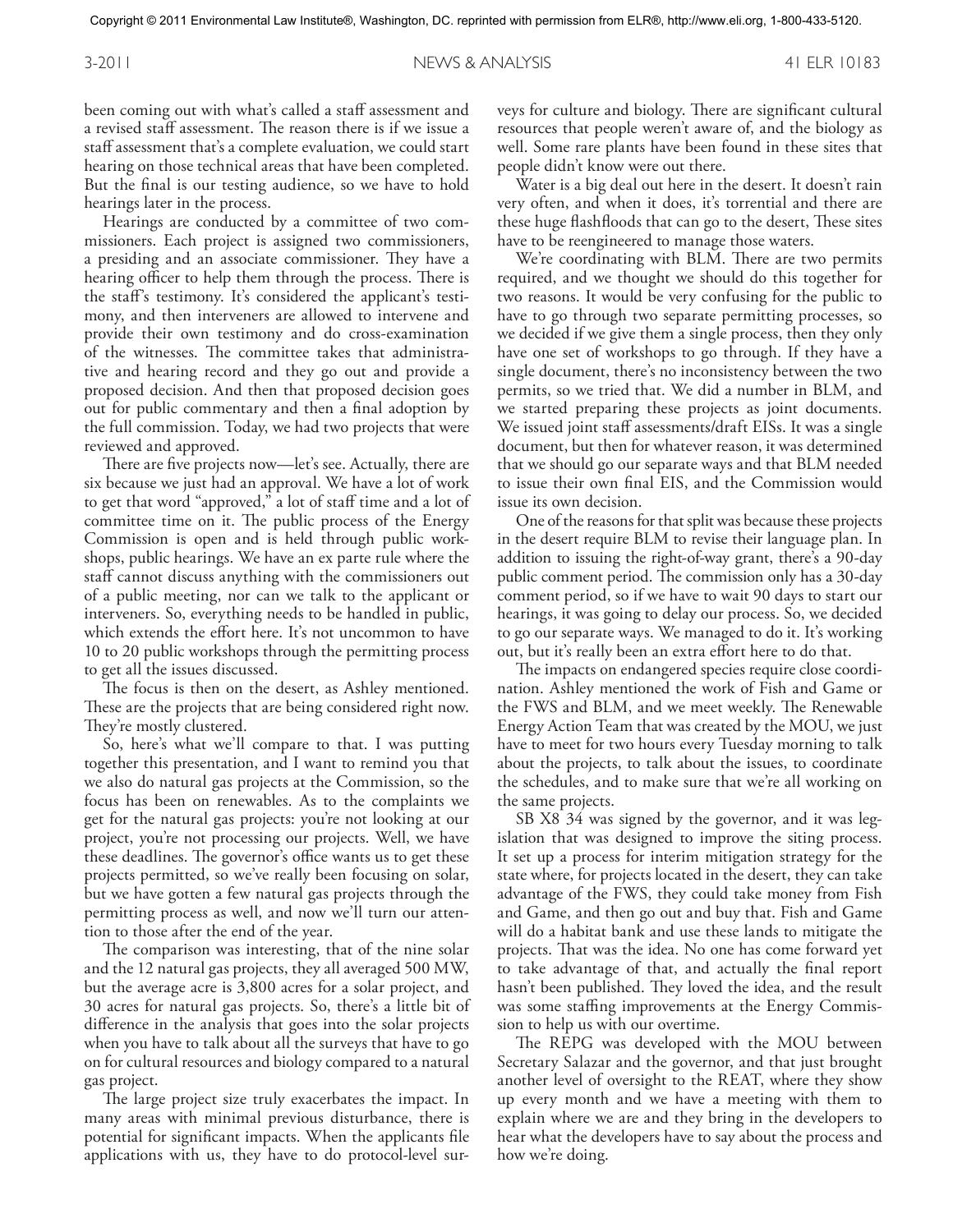been coming out with what's called a staff assessment and a revised staff assessment. The reason there is if we issue a staff assessment that's a complete evaluation, we could start hearing on those technical areas that have been completed. But the final is our testing audience, so we have to hold hearings later in the process.

Hearings are conducted by a committee of two commissioners. Each project is assigned two commissioners, a presiding and an associate commissioner. They have a hearing officer to help them through the process. There is the staff's testimony. It's considered the applicant's testimony, and then interveners are allowed to intervene and provide their own testimony and do cross-examination of the witnesses. The committee takes that administrative and hearing record and they go out and provide a proposed decision. And then that proposed decision goes out for public commentary and then a final adoption by the full commission. Today, we had two projects that were reviewed and approved.

There are five projects now—let's see. Actually, there are six because we just had an approval. We have a lot of work to get that word "approved," a lot of staff time and a lot of committee time on it. The public process of the Energy Commission is open and is held through public workshops, public hearings. We have an ex parte rule where the staff cannot discuss anything with the commissioners out of a public meeting, nor can we talk to the applicant or interveners. So, everything needs to be handled in public, which extends the effort here. It's not uncommon to have 10 to 20 public workshops through the permitting process to get all the issues discussed.

The focus is then on the desert, as Ashley mentioned. These are the projects that are being considered right now. They're mostly clustered.

So, here's what we'll compare to that. I was putting together this presentation, and I want to remind you that we also do natural gas projects at the Commission, so the focus has been on renewables. As to the complaints we get for the natural gas projects: you're not looking at our project, you're not processing our projects. Well, we have these deadlines. The governor's office wants us to get these projects permitted, so we've really been focusing on solar, but we have gotten a few natural gas projects through the permitting process as well, and now we'll turn our attention to those after the end of the year.

The comparison was interesting, that of the nine solar and the 12 natural gas projects, they all averaged 500 MW, but the average acre is 3,800 acres for a solar project, and 30 acres for natural gas projects. So, there's a little bit of difference in the analysis that goes into the solar projects when you have to talk about all the surveys that have to go on for cultural resources and biology compared to a natural gas project.

The large project size truly exacerbates the impact. In many areas with minimal previous disturbance, there is potential for significant impacts. When the applicants file applications with us, they have to do protocol-level surveys for culture and biology. There are significant cultural resources that people weren't aware of, and the biology as well. Some rare plants have been found in these sites that people didn't know were out there.

Water is a big deal out here in the desert. It doesn't rain very often, and when it does, it's torrential and there are these huge flashfloods that can go to the desert, These sites have to be reengineered to manage those waters.

We're coordinating with BLM. There are two permits required, and we thought we should do this together for two reasons. It would be very confusing for the public to have to go through two separate permitting processes, so we decided if we give them a single process, then they only have one set of workshops to go through. If they have a single document, there's no inconsistency between the two permits, so we tried that. We did a number in BLM, and we started preparing these projects as joint documents. We issued joint staff assessments/draft EISs. It was a single document, but then for whatever reason, it was determined that we should go our separate ways and that BLM needed to issue their own final EIS, and the Commission would issue its own decision.

One of the reasons for that split was because these projects in the desert require BLM to revise their language plan. In addition to issuing the right-of-way grant, there's a 90-day public comment period. The commission only has a 30-day comment period, so if we have to wait 90 days to start our hearings, it was going to delay our process. So, we decided to go our separate ways. We managed to do it. It's working out, but it's really been an extra effort here to do that.

The impacts on endangered species require close coordination. Ashley mentioned the work of Fish and Game or the FWS and BLM, and we meet weekly. The Renewable Energy Action Team that was created by the MOU, we just have to meet for two hours every Tuesday morning to talk about the projects, to talk about the issues, to coordinate the schedules, and to make sure that we're all working on the same projects.

SB X8 34 was signed by the governor, and it was legislation that was designed to improve the siting process. It set up a process for interim mitigation strategy for the state where, for projects located in the desert, they can take advantage of the FWS, they could take money from Fish and Game, and then go out and buy that. Fish and Game will do a habitat bank and use these lands to mitigate the projects. That was the idea. No one has come forward yet to take advantage of that, and actually the final report hasn't been published. They loved the idea, and the result was some staffing improvements at the Energy Commission to help us with our overtime.

The REPG was developed with the MOU between Secretary Salazar and the governor, and that just brought another level of oversight to the REAT, where they show up every month and we have a meeting with them to explain where we are and they bring in the developers to hear what the developers have to say about the process and how we're doing.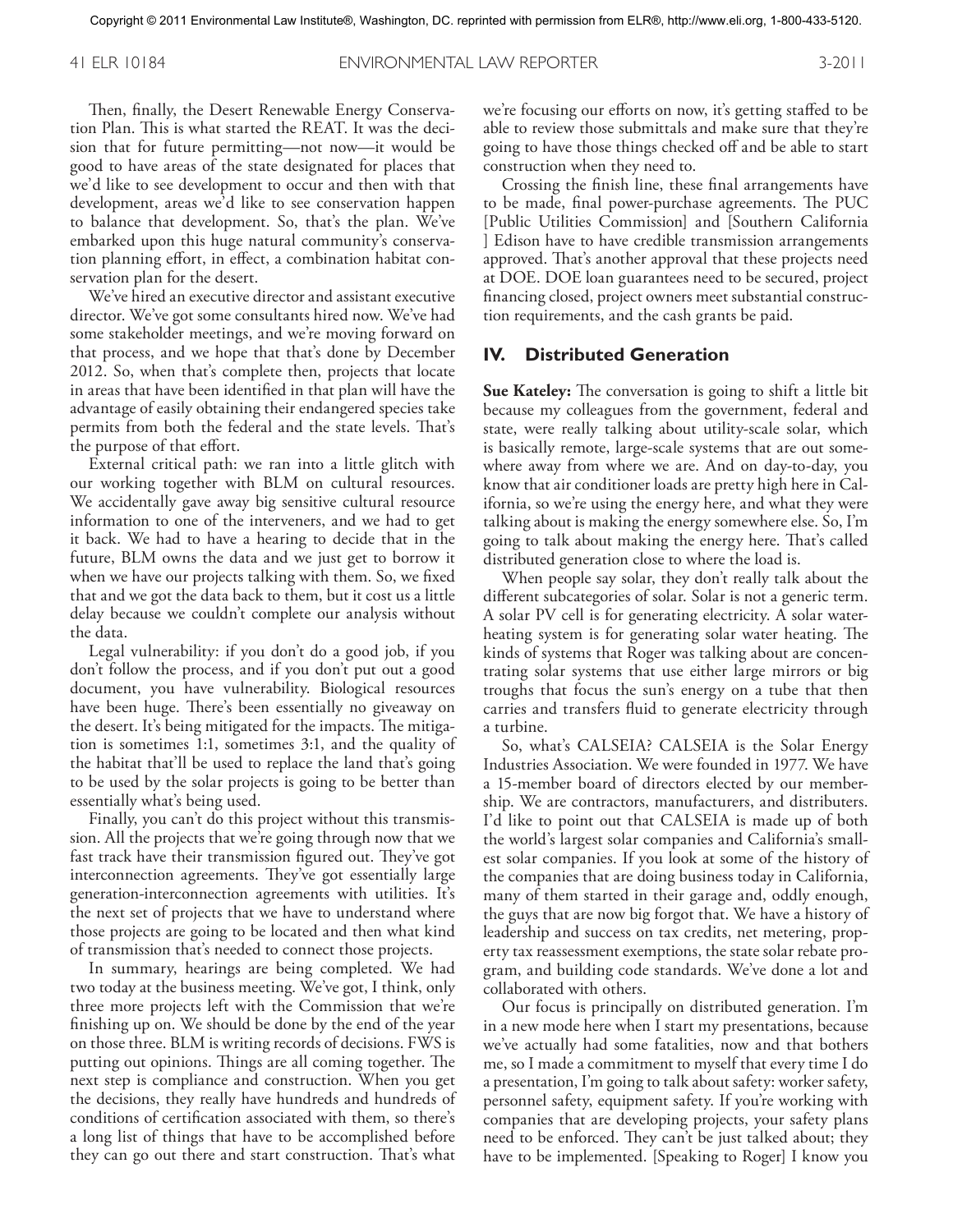Then, finally, the Desert Renewable Energy Conservation Plan. This is what started the REAT. It was the decision that for future permitting—not now—it would be good to have areas of the state designated for places that we'd like to see development to occur and then with that development, areas we'd like to see conservation happen to balance that development. So, that's the plan. We've embarked upon this huge natural community's conservation planning effort, in effect, a combination habitat conservation plan for the desert.

We've hired an executive director and assistant executive director. We've got some consultants hired now. We've had some stakeholder meetings, and we're moving forward on that process, and we hope that that's done by December 2012. So, when that's complete then, projects that locate in areas that have been identified in that plan will have the advantage of easily obtaining their endangered species take permits from both the federal and the state levels. That's the purpose of that effort.

External critical path: we ran into a little glitch with our working together with BLM on cultural resources. We accidentally gave away big sensitive cultural resource information to one of the interveners, and we had to get it back. We had to have a hearing to decide that in the future, BLM owns the data and we just get to borrow it when we have our projects talking with them. So, we fixed that and we got the data back to them, but it cost us a little delay because we couldn't complete our analysis without the data.

Legal vulnerability: if you don't do a good job, if you don't follow the process, and if you don't put out a good document, you have vulnerability. Biological resources have been huge. There's been essentially no giveaway on the desert. It's being mitigated for the impacts. The mitigation is sometimes 1:1, sometimes 3:1, and the quality of the habitat that'll be used to replace the land that's going to be used by the solar projects is going to be better than essentially what's being used.

Finally, you can't do this project without this transmission. All the projects that we're going through now that we fast track have their transmission figured out. They've got interconnection agreements. They've got essentially large generation-interconnection agreements with utilities. It's the next set of projects that we have to understand where those projects are going to be located and then what kind of transmission that's needed to connect those projects.

In summary, hearings are being completed. We had two today at the business meeting. We've got, I think, only three more projects left with the Commission that we're finishing up on. We should be done by the end of the year on those three. BLM is writing records of decisions. FWS is putting out opinions. Things are all coming together. The next step is compliance and construction. When you get the decisions, they really have hundreds and hundreds of conditions of certification associated with them, so there's a long list of things that have to be accomplished before they can go out there and start construction. That's what we're focusing our efforts on now, it's getting staffed to be able to review those submittals and make sure that they're going to have those things checked off and be able to start construction when they need to.

Crossing the finish line, these final arrangements have to be made, final power-purchase agreements. The PUC [Public Utilities Commission] and [Southern California ] Edison have to have credible transmission arrangements approved. That's another approval that these projects need at DOE. DOE loan guarantees need to be secured, project financing closed, project owners meet substantial construction requirements, and the cash grants be paid.

## IV. Distributed Generation

**Sue Kateley:** The conversation is going to shift a little bit because my colleagues from the government, federal and state, were really talking about utility-scale solar, which is basically remote, large-scale systems that are out somewhere away from where we are. And on day-to-day, you know that air conditioner loads are pretty high here in California, so we're using the energy here, and what they were talking about is making the energy somewhere else. So, I'm going to talk about making the energy here. That's called distributed generation close to where the load is.

When people say solar, they don't really talk about the different subcategories of solar. Solar is not a generic term. A solar PV cell is for generating electricity. A solar water-heating system is for generating solar water heating. The kinds of systems that Roger was talking about are concentrating solar systems that use either large mirrors or big troughs that focus the sun's energy on a tube that then carries and transfers fluid to generate electricity through a turbine.

So, what's CALSEIA? CALSEIA is the Solar Energy Industries Association. We were founded in 1977. We have a 15-member board of directors elected by our membership. We are contractors, manufacturers, and distributers. I'd like to point out that CALSEIA is made up of both the world's largest solar companies and California's smallest solar companies. If you look at some of the history of the companies that are doing business today in California, many of them started in their garage and, oddly enough, the guys that are now big forgot that. We have a history of leadership and success on tax credits, net metering, property tax reassessment exemptions, the state solar rebate program, and building code standards. We've done a lot and collaborated with others.

Our focus is principally on distributed generation. I'm in a new mode here when I start my presentations, because we've actually had some fatalities, now and that bothers me, so I made a commitment to myself that every time I do a presentation, I'm going to talk about safety: worker safety, personnel safety, equipment safety. If you're working with companies that are developing projects, your safety plans need to be enforced. They can't be just talked about; they have to be implemented. [Speaking to Roger] I know you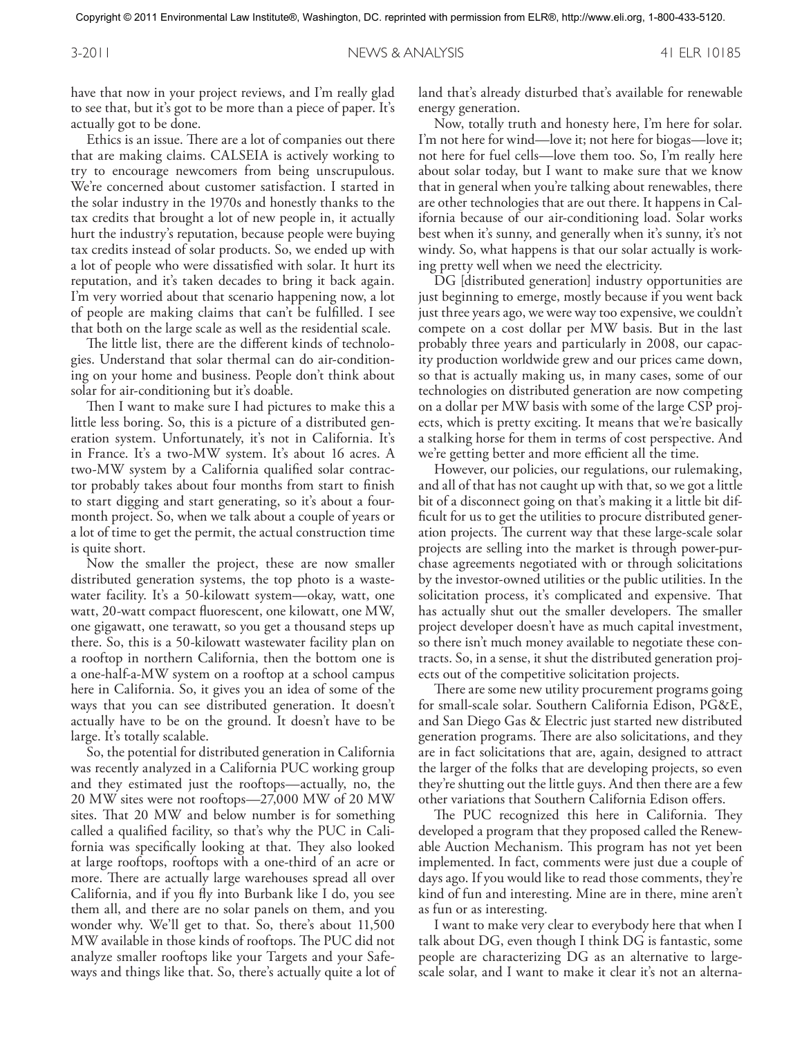have that now in your project reviews, and I'm really glad to see that, but it's got to be more than a piece of paper. It's actually got to be done.

Ethics is an issue. There are a lot of companies out there that are making claims. CALSEIA is actively working to try to encourage newcomers from being unscrupulous. We're concerned about customer satisfaction. I started in the solar industry in the 1970s and honestly thanks to the tax credits that brought a lot of new people in, it actually hurt the industry's reputation, because people were buying tax credits instead of solar products. So, we ended up with a lot of people who were dissatisfied with solar. It hurt its reputation, and it's taken decades to bring it back again. I'm very worried about that scenario happening now, a lot of people are making claims that can't be fulfilled. I see that both on the large scale as well as the residential scale.

The little list, there are the different kinds of technologies. Understand that solar thermal can do air-conditioning on your home and business. People don't think about solar for air-conditioning but it's doable.

Then I want to make sure I had pictures to make this a little less boring. So, this is a picture of a distributed generation system. Unfortunately, it's not in California. It's in France. It's a two-MW system. It's about 16 acres. A two-MW system by a California qualified solar contractor probably takes about four months from start to finish to start digging and start generating, so it's about a four-month project. So, when we talk about a couple of years or a lot of time to get the permit, the actual construction time is quite short.

Now the smaller the project, these are now smaller distributed generation systems, the top photo is a wastewater facility. It's a 50-kilowatt system—okay, watt, one watt, 20-watt compact fluorescent, one kilowatt, one MW, one gigawatt, one terawatt, so you get a thousand steps up there. So, this is a 50-kilowatt wastewater facility plan on a rooftop in northern California, then the bottom one is a one-half-a-MW system on a rooftop at a school campus here in California. So, it gives you an idea of some of the ways that you can see distributed generation. It doesn't actually have to be on the ground. It doesn't have to be large. It's totally scalable.

So, the potential for distributed generation in California was recently analyzed in a California PUC working group and they estimated just the rooftops—actually, no, the 20 MW sites were not rooftops—27,000 MW of 20 MW sites. That 20 MW and below number is for something called a qualified facility, so that's why the PUC in California was specifically looking at that. They also looked at large rooftops, rooftops with a one-third of an acre or more. There are actually large warehouses spread all over California, and if you fly into Burbank like I do, you see them all, and there are no solar panels on them, and you wonder why. We'll get to that. So, there's about 11,500 MW available in those kinds of rooftops. The PUC did not analyze smaller rooftops like your Targets and your Safeways and things like that. So, there's actually quite a lot of land that's already disturbed that's available for renewable energy generation.

Now, totally truth and honesty here, I'm here for solar. I'm not here for wind—love it; not here for biogas—love it; not here for fuel cells—love them too. So, I'm really here about solar today, but I want to make sure that we know that in general when you're talking about renewables, there are other technologies that are out there. It happens in California because of our air-conditioning load. Solar works best when it's sunny, and generally when it's sunny, it's not windy. So, what happens is that our solar actually is working pretty well when we need the electricity.

DG [distributed generation] industry opportunities are just beginning to emerge, mostly because if you went back just three years ago, we were way too expensive, we couldn't compete on a cost dollar per MW basis. But in the last probably three years and particularly in 2008, our capacity production worldwide grew and our prices came down, so that is actually making us, in many cases, some of our technologies on distributed generation are now competing on a dollar per MW basis with some of the large CSP projects, which is pretty exciting. It means that we're basically a stalking horse for them in terms of cost perspective. And we're getting better and more efficient all the time.

However, our policies, our regulations, our rulemaking, and all of that has not caught up with that, so we got a little bit of a disconnect going on that's making it a little bit difficult for us to get the utilities to procure distributed generation projects. The current way that these large-scale solar projects are selling into the market is through power-purchase agreements negotiated with or through solicitations by the investor-owned utilities or the public utilities. In the solicitation process, it's complicated and expensive. That has actually shut out the smaller developers. The smaller project developer doesn't have as much capital investment, so there isn't much money available to negotiate these contracts. So, in a sense, it shut the distributed generation projects out of the competitive solicitation projects.

There are some new utility procurement programs going for small-scale solar. Southern California Edison, PG&E, and San Diego Gas & Electric just started new distributed generation programs. There are also solicitations, and they are in fact solicitations that are, again, designed to attract the larger of the folks that are developing projects, so even they're shutting out the little guys. And then there are a few other variations that Southern California Edison offers.

The PUC recognized this here in California. They developed a program that they proposed called the Renewable Auction Mechanism. This program has not yet been implemented. In fact, comments were just due a couple of days ago. If you would like to read those comments, they're kind of fun and interesting. Mine are in there, mine aren't as fun or as interesting.

I want to make very clear to everybody here that when I talk about DG, even though I think DG is fantastic, some people are characterizing DG as an alternative to large-scale solar, and I want to make it clear it's not an alterna-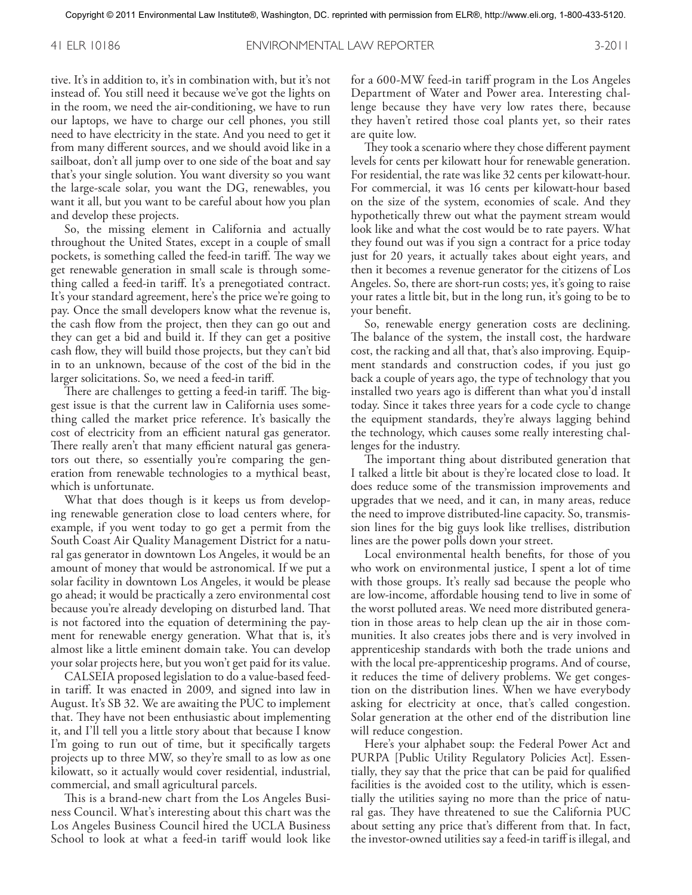tive. It's in addition to, it's in combination with, but it's not instead of. You still need it because we've got the lights on in the room, we need the air-conditioning, we have to run our laptops, we have to charge our cell phones, you still need to have electricity in the state. And you need to get it from many different sources, and we should avoid like in a sailboat, don't all jump over to one side of the boat and say that's your single solution. You want diversity so you want the large-scale solar, you want the DG, renewables, you want it all, but you want to be careful about how you plan and develop these projects.

So, the missing element in California and actually throughout the United States, except in a couple of small pockets, is something called the feed-in tariff. The way we get renewable generation in small scale is through something called a feed-in tariff. It's a prenegotiated contract. It's your standard agreement, here's the price we're going to pay. Once the small developers know what the revenue is, the cash flow from the project, then they can go out and they can get a bid and build it. If they can get a positive cash flow, they will build those projects, but they can't bid in to an unknown, because of the cost of the bid in the larger solicitations. So, we need a feed-in tariff.

There are challenges to getting a feed-in tariff. The biggest issue is that the current law in California uses something called the market price reference. It's basically the cost of electricity from an efficient natural gas generator. There really aren't that many efficient natural gas generators out there, so essentially you're comparing the generation from renewable technologies to a mythical beast, which is unfortunate.

What that does though is it keeps us from developing renewable generation close to load centers where, for example, if you went today to go get a permit from the South Coast Air Quality Management District for a natural gas generator in downtown Los Angeles, it would be an amount of money that would be astronomical. If we put a solar facility in downtown Los Angeles, it would be please go ahead; it would be practically a zero environmental cost because you're already developing on disturbed land. That is not factored into the equation of determining the payment for renewable energy generation. What that is, it's almost like a little eminent domain take. You can develop your solar projects here, but you won't get paid for its value.

CALSEIA proposed legislation to do a value-based feed-in tariff. It was enacted in 2009, and signed into law in August. It's SB 32. We are awaiting the PUC to implement that. They have not been enthusiastic about implementing it, and I'll tell you a little story about that because I know I'm going to run out of time, but it specifically targets projects up to three MW, so they're small to as low as one kilowatt, so it actually would cover residential, industrial, commercial, and small agricultural parcels.

This is a brand-new chart from the Los Angeles Business Council. What's interesting about this chart was the Los Angeles Business Council hired the UCLA Business School to look at what a feed-in tariff would look like for a 600-MW feed-in tariff program in the Los Angeles Department of Water and Power area. Interesting challenge because they have very low rates there, because they haven't retired those coal plants yet, so their rates are quite low.

They took a scenario where they chose different payment levels for cents per kilowatt hour for renewable generation. For residential, the rate was like 32 cents per kilowatt-hour. For commercial, it was 16 cents per kilowatt-hour based on the size of the system, economies of scale. And they hypothetically threw out what the payment stream would look like and what the cost would be to rate payers. What they found out was if you sign a contract for a price today just for 20 years, it actually takes about eight years, and then it becomes a revenue generator for the citizens of Los Angeles. So, there are short-run costs; yes, it's going to raise your rates a little bit, but in the long run, it's going to be to your benefit.

So, renewable energy generation costs are declining. The balance of the system, the install cost, the hardware cost, the racking and all that, that's also improving. Equipment standards and construction codes, if you just go back a couple of years ago, the type of technology that you installed two years ago is different than what you'd install today. Since it takes three years for a code cycle to change the equipment standards, they're always lagging behind the technology, which causes some really interesting challenges for the industry.

The important thing about distributed generation that I talked a little bit about is they're located close to load. It does reduce some of the transmission improvements and upgrades that we need, and it can, in many areas, reduce the need to improve distributed-line capacity. So, transmission lines for the big guys look like trellises, distribution lines are the power polls down your street.

Local environmental health benefits, for those of you who work on environmental justice, I spent a lot of time with those groups. It's really sad because the people who are low-income, affordable housing tend to live in some of the worst polluted areas. We need more distributed generation in those areas to help clean up the air in those communities. It also creates jobs there and is very involved in apprenticeship standards with both the trade unions and with the local pre-apprenticeship programs. And of course, it reduces the time of delivery problems. We get congestion on the distribution lines. When we have everybody asking for electricity at once, that's called congestion. Solar generation at the other end of the distribution line will reduce congestion.

Here's your alphabet soup: the Federal Power Act and PURPA [Public Utility Regulatory Policies Act]. Essentially, they say that the price that can be paid for qualified facilities is the avoided cost to the utility, which is essentially the utilities saying no more than the price of natural gas. They have threatened to sue the California PUC about setting any price that's different from that. In fact, the investor-owned utilities say a feed-in tariff is illegal, and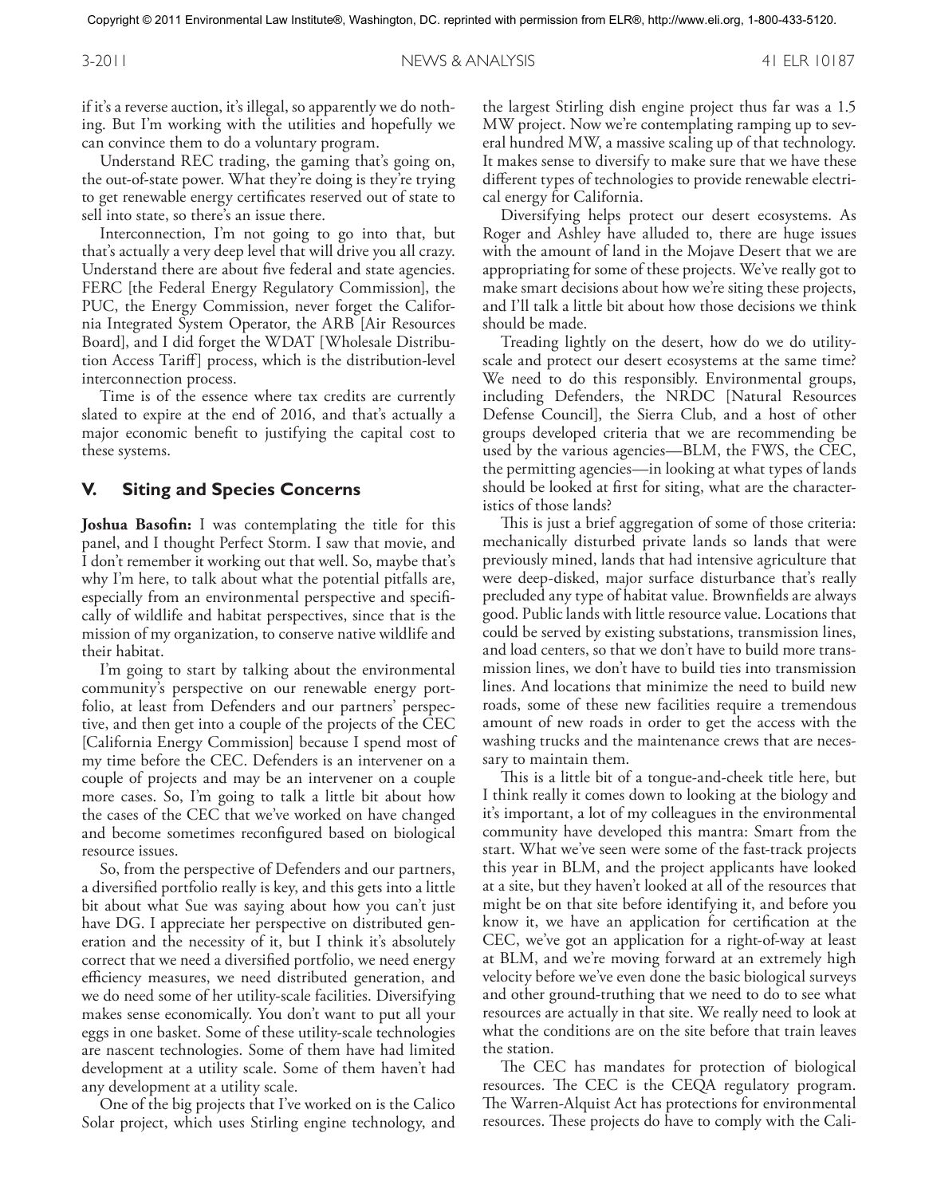if it's a reverse auction, it's illegal, so apparently we do nothing. But I'm working with the utilities and hopefully we can convince them to do a voluntary program.

Understand REC trading, the gaming that's going on, the out-of-state power. What they're doing is they're trying to get renewable energy certificates reserved out of state to sell into state, so there's an issue there.

Interconnection, I'm not going to go into that, but that's actually a very deep level that will drive you all crazy. Understand there are about five federal and state agencies. FERC [the Federal Energy Regulatory Commission], the PUC, the Energy Commission, never forget the California Integrated System Operator, the ARB [Air Resources Board], and I did forget the WDAT [Wholesale Distribution Access Tariff] process, which is the distribution-level interconnection process.

Time is of the essence where tax credits are currently slated to expire at the end of 2016, and that's actually a major economic benefit to justifying the capital cost to these systems.

## V. Siting and Species Concerns

**Joshua Basofin:** I was contemplating the title for this panel, and I thought Perfect Storm. I saw that movie, and I don't remember it working out that well. So, maybe that's why I'm here, to talk about what the potential pitfalls are, especially from an environmental perspective and specifically of wildlife and habitat perspectives, since that is the mission of my organization, to conserve native wildlife and their habitat.

I'm going to start by talking about the environmental community's perspective on our renewable energy portfolio, at least from Defenders and our partners' perspective, and then get into a couple of the projects of the CEC [California Energy Commission] because I spend most of my time before the CEC. Defenders is an intervener on a couple of projects and may be an intervener on a couple more cases. So, I'm going to talk a little bit about how the cases of the CEC that we've worked on have changed and become sometimes reconfigured based on biological resource issues.

So, from the perspective of Defenders and our partners, a diversified portfolio really is key, and this gets into a little bit about what Sue was saying about how you can't just have DG. I appreciate her perspective on distributed generation and the necessity of it, but I think it's absolutely correct that we need a diversified portfolio, we need energy efficiency measures, we need distributed generation, and we do need some of her utility-scale facilities. Diversifying makes sense economically. You don't want to put all your eggs in one basket. Some of these utility-scale technologies are nascent technologies. Some of them have had limited development at a utility scale. Some of them haven't had any development at a utility scale.

One of the big projects that I've worked on is the Calico Solar project, which uses Stirling engine technology, and the largest Stirling dish engine project thus far was a 1.5 MW project. Now we're contemplating ramping up to several hundred MW, a massive scaling up of that technology. It makes sense to diversify to make sure that we have these different types of technologies to provide renewable electrical energy for California.

Diversifying helps protect our desert ecosystems. As Roger and Ashley have alluded to, there are huge issues with the amount of land in the Mojave Desert that we are appropriating for some of these projects. We've really got to make smart decisions about how we're siting these projects, and I'll talk a little bit about how those decisions we think should be made.

Treading lightly on the desert, how do we do utility-scale and protect our desert ecosystems at the same time? We need to do this responsibly. Environmental groups, including Defenders, the NRDC [Natural Resources Defense Council], the Sierra Club, and a host of other groups developed criteria that we are recommending be used by the various agencies—BLM, the FWS, the CEC, the permitting agencies—in looking at what types of lands should be looked at first for siting, what are the characteristics of those lands?

This is just a brief aggregation of some of those criteria: mechanically disturbed private lands so lands that were previously mined, lands that had intensive agriculture that were deep-disked, major surface disturbance that's really precluded any type of habitat value. Brownfields are always good. Public lands with little resource value. Locations that could be served by existing substations, transmission lines, and load centers, so that we don't have to build more transmission lines, we don't have to build ties into transmission lines. And locations that minimize the need to build new roads, some of these new facilities require a tremendous amount of new roads in order to get the access with the washing trucks and the maintenance crews that are necessary to maintain them.

This is a little bit of a tongue-and-cheek title here, but I think really it comes down to looking at the biology and it's important, a lot of my colleagues in the environmental community have developed this mantra: Smart from the start. What we've seen were some of the fast-track projects this year in BLM, and the project applicants have looked at a site, but they haven't looked at all of the resources that might be on that site before identifying it, and before you know it, we have an application for certification at the CEC, we've got an application for a right-of-way at least at BLM, and we're moving forward at an extremely high velocity before we've even done the basic biological surveys and other ground-truthing that we need to do to see what resources are actually in that site. We really need to look at what the conditions are on the site before that train leaves the station.

The CEC has mandates for protection of biological resources. The CEC is the CEQA regulatory program. The Warren-Alquist Act has protections for environmental resources. These projects do have to comply with the Cali-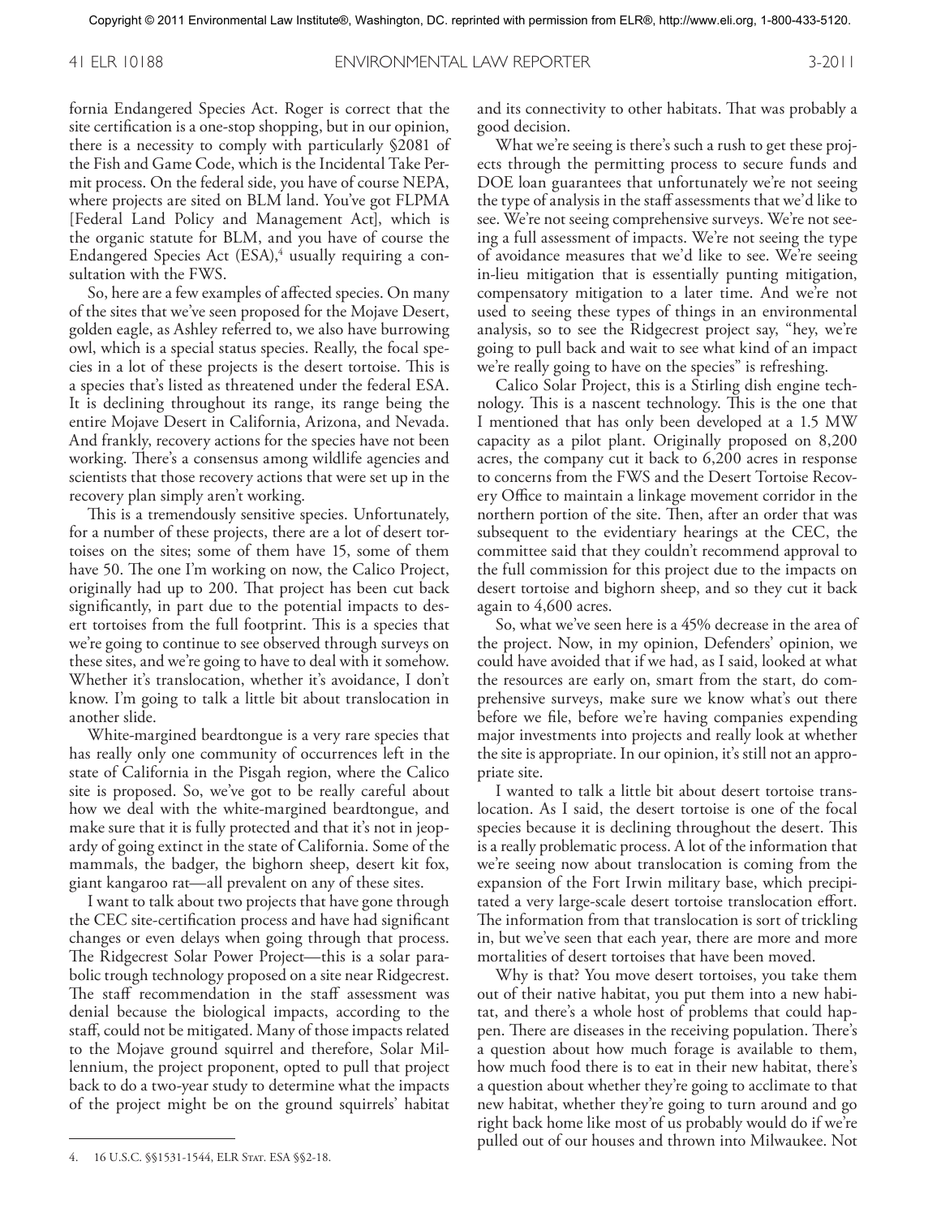fornia Endangered Species Act. Roger is correct that the site certification is a one-stop shopping, but in our opinion, there is a necessity to comply with particularly §2081 of the Fish and Game Code, which is the Incidental Take Permit process. On the federal side, you have of course NEPA, where projects are sited on BLM land. You've got FLPMA [Federal Land Policy and Management Act], which is the organic statute for BLM, and you have of course the Endangered Species Act (ESA),[4] usually requiring a consultation with the FWS.

So, here are a few examples of affected species. On many of the sites that we've seen proposed for the Mojave Desert, golden eagle, as Ashley referred to, we also have burrowing owl, which is a special status species. Really, the focal species in a lot of these projects is the desert tortoise. This is a species that's listed as threatened under the federal ESA. It is declining throughout its range, its range being the entire Mojave Desert in California, Arizona, and Nevada. And frankly, recovery actions for the species have not been working. There's a consensus among wildlife agencies and scientists that those recovery actions that were set up in the recovery plan simply aren't working.

This is a tremendously sensitive species. Unfortunately, for a number of these projects, there are a lot of desert tortoises on the sites; some of them have 15, some of them have 50. The one I'm working on now, the Calico Project, originally had up to 200. That project has been cut back significantly, in part due to the potential impacts to desert tortoises from the full footprint. This is a species that we're going to continue to see observed through surveys on these sites, and we're going to have to deal with it somehow. Whether it's translocation, whether it's avoidance, I don't know. I'm going to talk a little bit about translocation in another slide.

White-margined beardtongue is a very rare species that has really only one community of occurrences left in the state of California in the Pisgah region, where the Calico site is proposed. So, we've got to be really careful about how we deal with the white-margined beardtongue, and make sure that it is fully protected and that it's not in jeopardy of going extinct in the state of California. Some of the mammals, the badger, the bighorn sheep, desert kit fox, giant kangaroo rat—all prevalent on any of these sites.

I want to talk about two projects that have gone through the CEC site-certification process and have had significant changes or even delays when going through that process. The Ridgecrest Solar Power Project—this is a solar parabolic trough technology proposed on a site near Ridgecrest. The staff recommendation in the staff assessment was denial because the biological impacts, according to the staff, could not be mitigated. Many of those impacts related to the Mojave ground squirrel and therefore, Solar Millennium, the project proponent, opted to pull that project back to do a two-year study to determine what the impacts of the project might be on the ground squirrels' habitat and its connectivity to other habitats. That was probably a good decision.

What we're seeing is there's such a rush to get these projects through the permitting process to secure funds and DOE loan guarantees that unfortunately we're not seeing the type of analysis in the staff assessments that we'd like to see. We're not seeing comprehensive surveys. We're not seeing a full assessment of impacts. We're not seeing the type of avoidance measures that we'd like to see. We're seeing in-lieu mitigation that is essentially punting mitigation, compensatory mitigation to a later time. And we're not used to seeing these types of things in an environmental analysis, so to see the Ridgecrest project say, "hey, we're going to pull back and wait to see what kind of an impact we're really going to have on the species" is refreshing.

Calico Solar Project, this is a Stirling dish engine technology. This is a nascent technology. This is the one that I mentioned that has only been developed at a 1.5 MW capacity as a pilot plant. Originally proposed on 8,200 acres, the company cut it back to 6,200 acres in response to concerns from the FWS and the Desert Tortoise Recovery Office to maintain a linkage movement corridor in the northern portion of the site. Then, after an order that was subsequent to the evidentiary hearings at the CEC, the committee said that they couldn't recommend approval to the full commission for this project due to the impacts on desert tortoise and bighorn sheep, and so they cut it back again to 4,600 acres.

So, what we've seen here is a 45% decrease in the area of the project. Now, in my opinion, Defenders' opinion, we could have avoided that if we had, as I said, looked at what the resources are early on, smart from the start, do comprehensive surveys, make sure we know what's out there before we file, before we're having companies expending major investments into projects and really look at whether the site is appropriate. In our opinion, it's still not an appropriate site.

I wanted to talk a little bit about desert tortoise translocation. As I said, the desert tortoise is one of the focal species because it is declining throughout the desert. This is a really problematic process. A lot of the information that we're seeing now about translocation is coming from the expansion of the Fort Irwin military base, which precipitated a very large-scale desert tortoise translocation effort. The information from that translocation is sort of trickling in, but we've seen that each year, there are more and more mortalities of desert tortoises that have been moved.

Why is that? You move desert tortoises, you take them out of their native habitat, you put them into a new habitat, and there's a whole host of problems that could happen. There are diseases in the receiving population. There's a question about how much forage is available to them, how much food there is to eat in their new habitat, there's a question about whether they're going to acclimate to that new habitat, whether they're going to turn around and go right back home like most of us probably would do if we're pulled out of our houses and thrown into Milwaukee. Not

4. 16 U.S.C. §§1531-1544, ELR Stat. ESA §§2-18.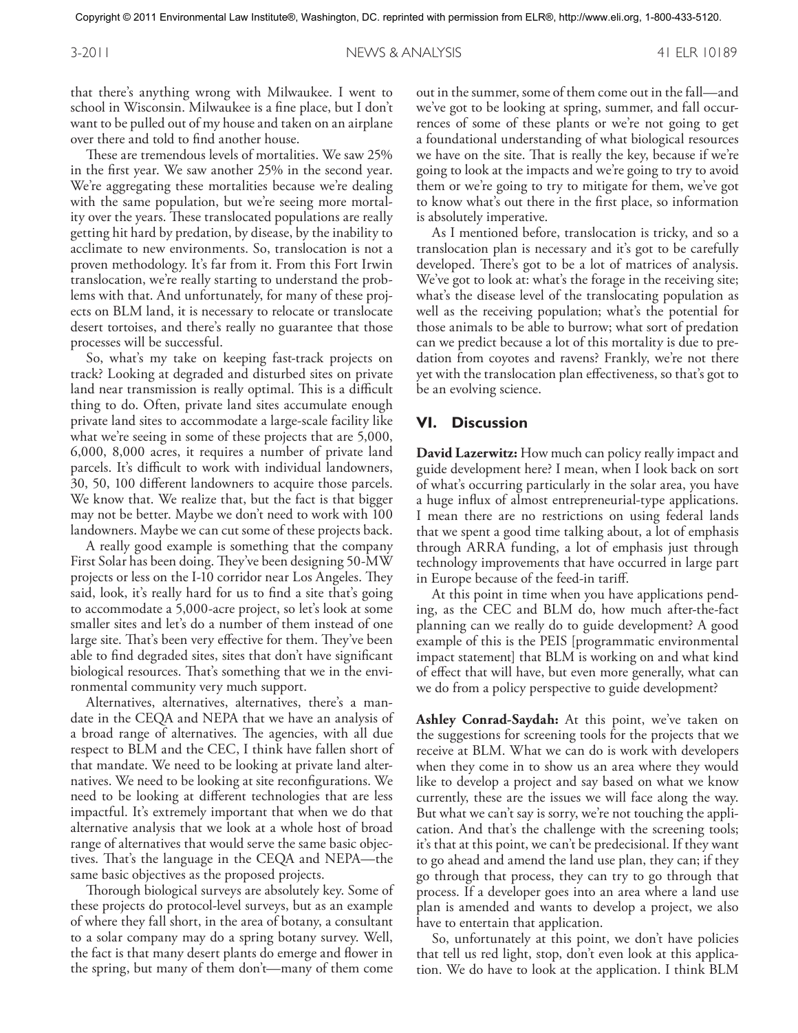that there's anything wrong with Milwaukee. I went to school in Wisconsin. Milwaukee is a fine place, but I don't want to be pulled out of my house and taken on an airplane over there and told to find another house.

These are tremendous levels of mortalities. We saw 25% in the first year. We saw another 25% in the second year. We're aggregating these mortalities because we're dealing with the same population, but we're seeing more mortality over the years. These translocated populations are really getting hit hard by predation, by disease, by the inability to acclimate to new environments. So, translocation is not a proven methodology. It's far from it. From this Fort Irwin translocation, we're really starting to understand the problems with that. And unfortunately, for many of these projects on BLM land, it is necessary to relocate or translocate desert tortoises, and there's really no guarantee that those processes will be successful.

So, what's my take on keeping fast-track projects on track? Looking at degraded and disturbed sites on private land near transmission is really optimal. This is a difficult thing to do. Often, private land sites accumulate enough private land sites to accommodate a large-scale facility like what we're seeing in some of these projects that are 5,000, 6,000, 8,000 acres, it requires a number of private land parcels. It's difficult to work with individual landowners, 30, 50, 100 different landowners to acquire those parcels. We know that. We realize that, but the fact is that bigger may not be better. Maybe we don't need to work with 100 landowners. Maybe we can cut some of these projects back.

A really good example is something that the company First Solar has been doing. They've been designing 50-MW projects or less on the I-10 corridor near Los Angeles. They said, look, it's really hard for us to find a site that's going to accommodate a 5,000-acre project, so let's look at some smaller sites and let's do a number of them instead of one large site. That's been very effective for them. They've been able to find degraded sites, sites that don't have significant biological resources. That's something that we in the environmental community very much support.

Alternatives, alternatives, alternatives, there's a mandate in the CEQA and NEPA that we have an analysis of a broad range of alternatives. The agencies, with all due respect to BLM and the CEC, I think have fallen short of that mandate. We need to be looking at private land alternatives. We need to be looking at site reconfigurations. We need to be looking at different technologies that are less impactful. It's extremely important that when we do that alternative analysis that we look at a whole host of broad range of alternatives that would serve the same basic objectives. That's the language in the CEQA and NEPA—the same basic objectives as the proposed projects.

Thorough biological surveys are absolutely key. Some of these projects do protocol-level surveys, but as an example of where they fall short, in the area of botany, a consultant to a solar company may do a spring botany survey. Well, the fact is that many desert plants do emerge and flower in the spring, but many of them don't—many of them come out in the summer, some of them come out in the fall—and we've got to be looking at spring, summer, and fall occurrences of some of these plants or we're not going to get a foundational understanding of what biological resources we have on the site. That is really the key, because if we're going to look at the impacts and we're going to try to avoid them or we're going to try to mitigate for them, we've got to know what's out there in the first place, so information is absolutely imperative.

As I mentioned before, translocation is tricky, and so a translocation plan is necessary and it's got to be carefully developed. There's got to be a lot of matrices of analysis. We've got to look at: what's the forage in the receiving site; what's the disease level of the translocating population as well as the receiving population; what's the potential for those animals to be able to burrow; what sort of predation can we predict because a lot of this mortality is due to predation from coyotes and ravens? Frankly, we're not there yet with the translocation plan effectiveness, so that's got to be an evolving science.

## VI. Discussion

**David Lazerwitz:** How much can policy really impact and guide development here? I mean, when I look back on sort of what's occurring particularly in the solar area, you have a huge influx of almost entrepreneurial-type applications. I mean there are no restrictions on using federal lands that we spent a good time talking about, a lot of emphasis through ARRA funding, a lot of emphasis just through technology improvements that have occurred in large part in Europe because of the feed-in tariff.

At this point in time when you have applications pending, as the CEC and BLM do, how much after-the-fact planning can we really do to guide development? A good example of this is the PEIS [programmatic environmental impact statement] that BLM is working on and what kind of effect that will have, but even more generally, what can we do from a policy perspective to guide development?

**Ashley Conrad-Saydah:** At this point, we've taken on the suggestions for screening tools for the projects that we receive at BLM. What we can do is work with developers when they come in to show us an area where they would like to develop a project and say based on what we know currently, these are the issues we will face along the way. But what we can't say is sorry, we're not touching the application. And that's the challenge with the screening tools; it's that at this point, we can't be predecisional. If they want to go ahead and amend the land use plan, they can; if they go through that process, they can try to go through that process. If a developer goes into an area where a land use plan is amended and wants to develop a project, we also have to entertain that application.

So, unfortunately at this point, we don't have policies that tell us red light, stop, don't even look at this application. We do have to look at the application. I think BLM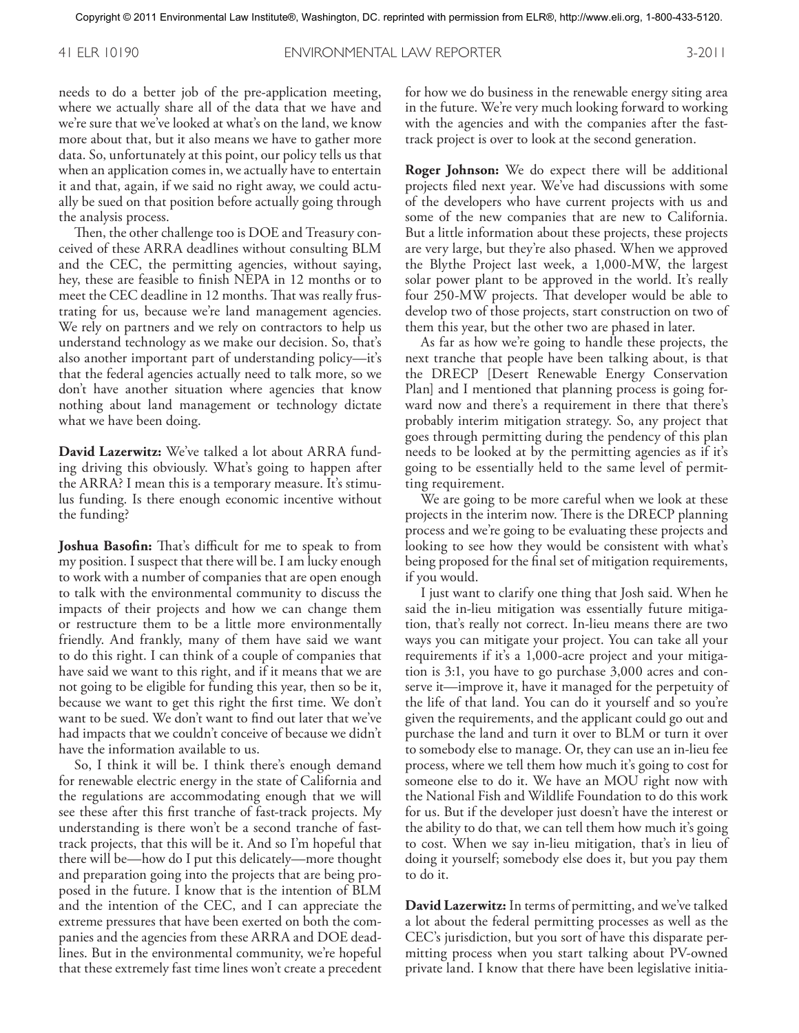needs to do a better job of the pre-application meeting, where we actually share all of the data that we have and we're sure that we've looked at what's on the land, we know more about that, but it also means we have to gather more data. So, unfortunately at this point, our policy tells us that when an application comes in, we actually have to entertain it and that, again, if we said no right away, we could actually be sued on that position before actually going through the analysis process.

Then, the other challenge too is DOE and Treasury conceived of these ARRA deadlines without consulting BLM and the CEC, the permitting agencies, without saying, hey, these are feasible to finish NEPA in 12 months or to meet the CEC deadline in 12 months. That was really frustrating for us, because we're land management agencies. We rely on partners and we rely on contractors to help us understand technology as we make our decision. So, that's also another important part of understanding policy—it's that the federal agencies actually need to talk more, so we don't have another situation where agencies that know nothing about land management or technology dictate what we have been doing.

**David Lazerwitz:** We've talked a lot about ARRA funding driving this obviously. What's going to happen after the ARRA? I mean this is a temporary measure. It's stimulus funding. Is there enough economic incentive without the funding?

**Joshua Basofin:** That's difficult for me to speak to from my position. I suspect that there will be. I am lucky enough to work with a number of companies that are open enough to talk with the environmental community to discuss the impacts of their projects and how we can change them or restructure them to be a little more environmentally friendly. And frankly, many of them have said we want to do this right. I can think of a couple of companies that have said we want to this right, and if it means that we are not going to be eligible for funding this year, then so be it, because we want to get this right the first time. We don't want to be sued. We don't want to find out later that we've had impacts that we couldn't conceive of because we didn't have the information available to us.

So, I think it will be. I think there's enough demand for renewable electric energy in the state of California and the regulations are accommodating enough that we will see these after this first tranche of fast-track projects. My understanding is there won't be a second tranche of fast-track projects, that this will be it. And so I'm hopeful that there will be—how do I put this delicately—more thought and preparation going into the projects that are being proposed in the future. I know that is the intention of BLM and the intention of the CEC, and I can appreciate the extreme pressures that have been exerted on both the companies and the agencies from these ARRA and DOE deadlines. But in the environmental community, we're hopeful that these extremely fast time lines won't create a precedent for how we do business in the renewable energy siting area in the future. We're very much looking forward to working with the agencies and with the companies after the fast-track project is over to look at the second generation.

**Roger Johnson:** We do expect there will be additional projects filed next year. We've had discussions with some of the developers who have current projects with us and some of the new companies that are new to California. But a little information about these projects, these projects are very large, but they're also phased. When we approved the Blythe Project last week, a 1,000-MW, the largest solar power plant to be approved in the world. It's really four 250-MW projects. That developer would be able to develop two of those projects, start construction on two of them this year, but the other two are phased in later.

As far as how we're going to handle these projects, the next tranche that people have been talking about, is that the DRECP [Desert Renewable Energy Conservation Plan] and I mentioned that planning process is going forward now and there's a requirement in there that there's probably interim mitigation strategy. So, any project that goes through permitting during the pendency of this plan needs to be looked at by the permitting agencies as if it's going to be essentially held to the same level of permitting requirement.

We are going to be more careful when we look at these projects in the interim now. There is the DRECP planning process and we're going to be evaluating these projects and looking to see how they would be consistent with what's being proposed for the final set of mitigation requirements, if you would.

I just want to clarify one thing that Josh said. When he said the in-lieu mitigation was essentially future mitigation, that's really not correct. In-lieu means there are two ways you can mitigate your project. You can take all your requirements if it's a 1,000-acre project and your mitigation is 3:1, you have to go purchase 3,000 acres and conserve it—improve it, have it managed for the perpetuity of the life of that land. You can do it yourself and so you're given the requirements, and the applicant could go out and purchase the land and turn it over to BLM or turn it over to somebody else to manage. Or, they can use an in-lieu fee process, where we tell them how much it's going to cost for someone else to do it. We have an MOU right now with the National Fish and Wildlife Foundation to do this work for us. But if the developer just doesn't have the interest or the ability to do that, we can tell them how much it's going to cost. When we say in-lieu mitigation, that's in lieu of doing it yourself; somebody else does it, but you pay them to do it.

**David Lazerwitz:** In terms of permitting, and we've talked a lot about the federal permitting processes as well as the CEC's jurisdiction, but you sort of have this disparate permitting process when you start talking about PV-owned private land. I know that there have been legislative initia-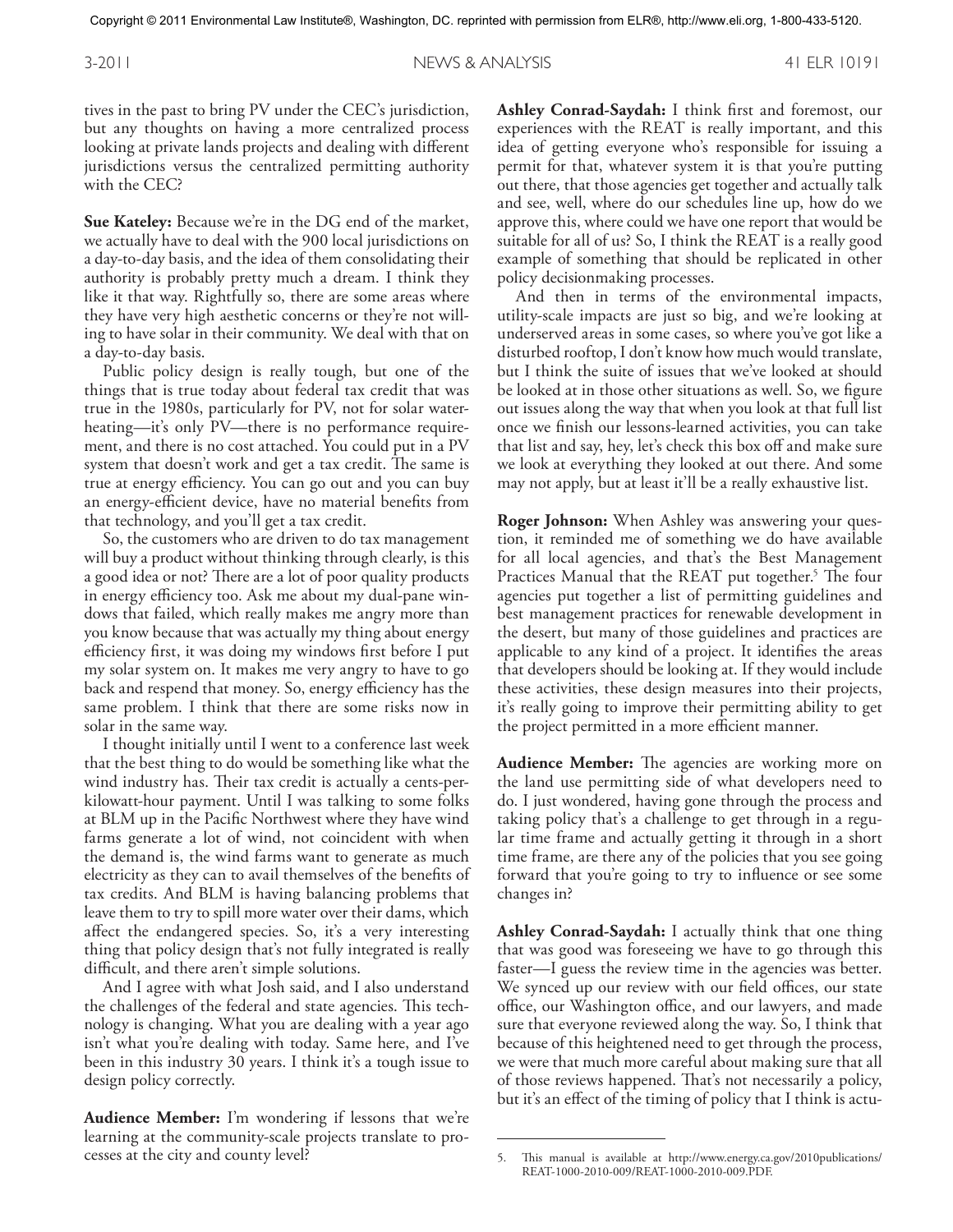tives in the past to bring PV under the CEC's jurisdiction, but any thoughts on having a more centralized process looking at private lands projects and dealing with different jurisdictions versus the centralized permitting authority with the CEC?

**Sue Kateley:** Because we're in the DG end of the market, we actually have to deal with the 900 local jurisdictions on a day-to-day basis, and the idea of them consolidating their authority is probably pretty much a dream. I think they like it that way. Rightfully so, there are some areas where they have very high aesthetic concerns or they're not willing to have solar in their community. We deal with that on a day-to-day basis.

Public policy design is really tough, but one of the things that is true today about federal tax credit that was true in the 1980s, particularly for PV, not for solar water-heating—it's only PV—there is no performance requirement, and there is no cost attached. You could put in a PV system that doesn't work and get a tax credit. The same is true at energy efficiency. You can go out and you can buy an energy-efficient device, have no material benefits from that technology, and you'll get a tax credit.

So, the customers who are driven to do tax management will buy a product without thinking through clearly, is this a good idea or not? There are a lot of poor quality products in energy efficiency too. Ask me about my dual-pane windows that failed, which really makes me angry more than you know because that was actually my thing about energy efficiency first, it was doing my windows first before I put my solar system on. It makes me very angry to have to go back and respend that money. So, energy efficiency has the same problem. I think that there are some risks now in solar in the same way.

I thought initially until I went to a conference last week that the best thing to do would be something like what the wind industry has. Their tax credit is actually a cents-per-kilowatt-hour payment. Until I was talking to some folks at BLM up in the Pacific Northwest where they have wind farms generate a lot of wind, not coincident with when the demand is, the wind farms want to generate as much electricity as they can to avail themselves of the benefits of tax credits. And BLM is having balancing problems that leave them to try to spill more water over their dams, which affect the endangered species. So, it's a very interesting thing that policy design that's not fully integrated is really difficult, and there aren't simple solutions.

And I agree with what Josh said, and I also understand the challenges of the federal and state agencies. This technology is changing. What you are dealing with a year ago isn't what you're dealing with today. Same here, and I've been in this industry 30 years. I think it's a tough issue to design policy correctly.

**Audience Member:** I'm wondering if lessons that we're learning at the community-scale projects translate to processes at the city and county level?

**Ashley Conrad-Saydah:** I think first and foremost, our experiences with the REAT is really important, and this idea of getting everyone who's responsible for issuing a permit for that, whatever system it is that you're putting out there, that those agencies get together and actually talk and see, well, where do our schedules line up, how do we approve this, where could we have one report that would be suitable for all of us? So, I think the REAT is a really good example of something that should be replicated in other policy decisionmaking processes.

And then in terms of the environmental impacts, utility-scale impacts are just so big, and we're looking at underserved areas in some cases, so where you've got like a disturbed rooftop, I don't know how much would translate, but I think the suite of issues that we've looked at should be looked at in those other situations as well. So, we figure out issues along the way that when you look at that full list once we finish our lessons-learned activities, you can take that list and say, hey, let's check this box off and make sure we look at everything they looked at out there. And some may not apply, but at least it'll be a really exhaustive list.

**Roger Johnson:** When Ashley was answering your question, it reminded me of something we do have available for all local agencies, and that's the Best Management Practices Manual that the REAT put together.[5] The four agencies put together a list of permitting guidelines and best management practices for renewable development in the desert, but many of those guidelines and practices are applicable to any kind of a project. It identifies the areas that developers should be looking at. If they would include these activities, these design measures into their projects, it's really going to improve their permitting ability to get the project permitted in a more efficient manner.

**Audience Member:** The agencies are working more on the land use permitting side of what developers need to do. I just wondered, having gone through the process and taking policy that's a challenge to get through in a regular time frame and actually getting it through in a short time frame, are there any of the policies that you see going forward that you're going to try to influence or see some changes in?

**Ashley Conrad-Saydah:** I actually think that one thing that was good was foreseeing we have to go through this faster—I guess the review time in the agencies was better. We synced up our review with our field offices, our state office, our Washington office, and our lawyers, and made sure that everyone reviewed along the way. So, I think that because of this heightened need to get through the process, we were that much more careful about making sure that all of those reviews happened. That's not necessarily a policy, but it's an effect of the timing of policy that I think is actu-

5. This manual is available at http://www.energy.ca.gov/2010publications/REAT-1000-2010-009/REAT-1000-2010-009.PDF.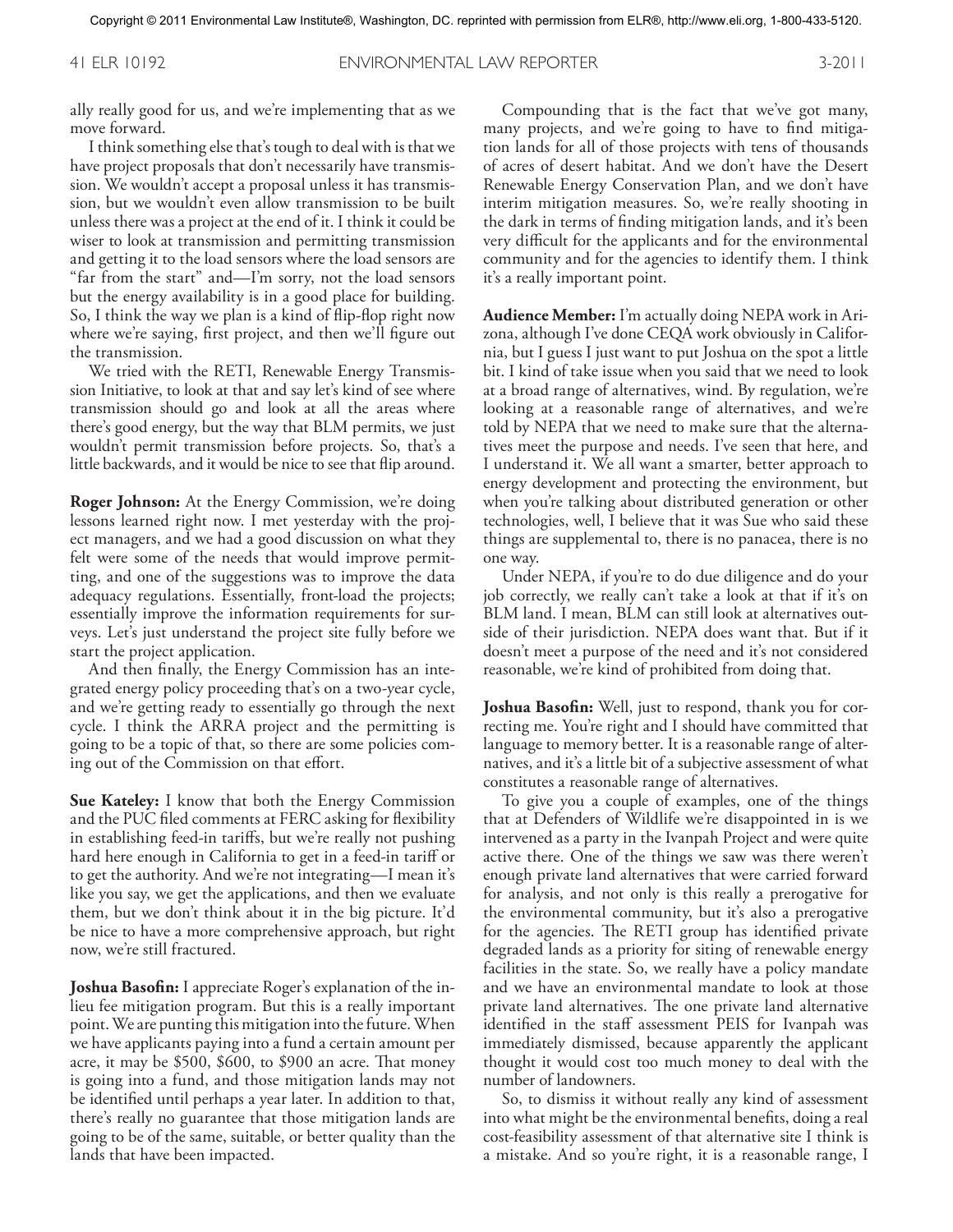ally really good for us, and we're implementing that as we move forward.

I think something else that's tough to deal with is that we have project proposals that don't necessarily have transmission. We wouldn't accept a proposal unless it has transmission, but we wouldn't even allow transmission to be built unless there was a project at the end of it. I think it could be wiser to look at transmission and permitting transmission and getting it to the load sensors where the load sensors are "far from the start" and—I'm sorry, not the load sensors but the energy availability is in a good place for building. So, I think the way we plan is a kind of flip-flop right now where we're saying, first project, and then we'll figure out the transmission.

We tried with the RETI, Renewable Energy Transmission Initiative, to look at that and say let's kind of see where transmission should go and look at all the areas where there's good energy, but the way that BLM permits, we just wouldn't permit transmission before projects. So, that's a little backwards, and it would be nice to see that flip around.

**Roger Johnson:** At the Energy Commission, we're doing lessons learned right now. I met yesterday with the project managers, and we had a good discussion on what they felt were some of the needs that would improve permitting, and one of the suggestions was to improve the data adequacy regulations. Essentially, front-load the projects; essentially improve the information requirements for surveys. Let's just understand the project site fully before we start the project application.

And then finally, the Energy Commission has an integrated energy policy proceeding that's on a two-year cycle, and we're getting ready to essentially go through the next cycle. I think the ARRA project and the permitting is going to be a topic of that, so there are some policies coming out of the Commission on that effort.

**Sue Kateley:** I know that both the Energy Commission and the PUC filed comments at FERC asking for flexibility in establishing feed-in tariffs, but we're really not pushing hard here enough in California to get in a feed-in tariff or to get the authority. And we're not integrating—I mean it's like you say, we get the applications, and then we evaluate them, but we don't think about it in the big picture. It'd be nice to have a more comprehensive approach, but right now, we're still fractured.

**Joshua Basofin:** I appreciate Roger's explanation of the in-lieu fee mitigation program. But this is a really important point. We are punting this mitigation into the future. When we have applicants paying into a fund a certain amount per acre, it may be \$500, \$600, to \$900 an acre. That money is going into a fund, and those mitigation lands may not be identified until perhaps a year later. In addition to that, there's really no guarantee that those mitigation lands are going to be of the same, suitable, or better quality than the lands that have been impacted.

Compounding that is the fact that we've got many, many projects, and we're going to have to find mitigation lands for all of those projects with tens of thousands of acres of desert habitat. And we don't have the Desert Renewable Energy Conservation Plan, and we don't have interim mitigation measures. So, we're really shooting in the dark in terms of finding mitigation lands, and it's been very difficult for the applicants and for the environmental community and for the agencies to identify them. I think it's a really important point.

**Audience Member:** I'm actually doing NEPA work in Arizona, although I've done CEQA work obviously in California, but I guess I just want to put Joshua on the spot a little bit. I kind of take issue when you said that we need to look at a broad range of alternatives, wind. By regulation, we're looking at a reasonable range of alternatives, and we're told by NEPA that we need to make sure that the alternatives meet the purpose and needs. I've seen that here, and I understand it. We all want a smarter, better approach to energy development and protecting the environment, but when you're talking about distributed generation or other technologies, well, I believe that it was Sue who said these things are supplemental to, there is no panacea, there is no one way.

Under NEPA, if you're to do due diligence and do your job correctly, we really can't take a look at that if it's on BLM land. I mean, BLM can still look at alternatives outside of their jurisdiction. NEPA does want that. But if it doesn't meet a purpose of the need and it's not considered reasonable, we're kind of prohibited from doing that.

**Joshua Basofin:** Well, just to respond, thank you for correcting me. You're right and I should have committed that language to memory better. It is a reasonable range of alternatives, and it's a little bit of a subjective assessment of what constitutes a reasonable range of alternatives.

To give you a couple of examples, one of the things that at Defenders of Wildlife we're disappointed in is we intervened as a party in the Ivanpah Project and were quite active there. One of the things we saw was there weren't enough private land alternatives that were carried forward for analysis, and not only is this really a prerogative for the environmental community, but it's also a prerogative for the agencies. The RETI group has identified private degraded lands as a priority for siting of renewable energy facilities in the state. So, we really have a policy mandate and we have an environmental mandate to look at those private land alternatives. The one private land alternative identified in the staff assessment PEIS for Ivanpah was immediately dismissed, because apparently the applicant thought it would cost too much money to deal with the number of landowners.

So, to dismiss it without really any kind of assessment into what might be the environmental benefits, doing a real cost-feasibility assessment of that alternative site I think is a mistake. And so you're right, it is a reasonable range, I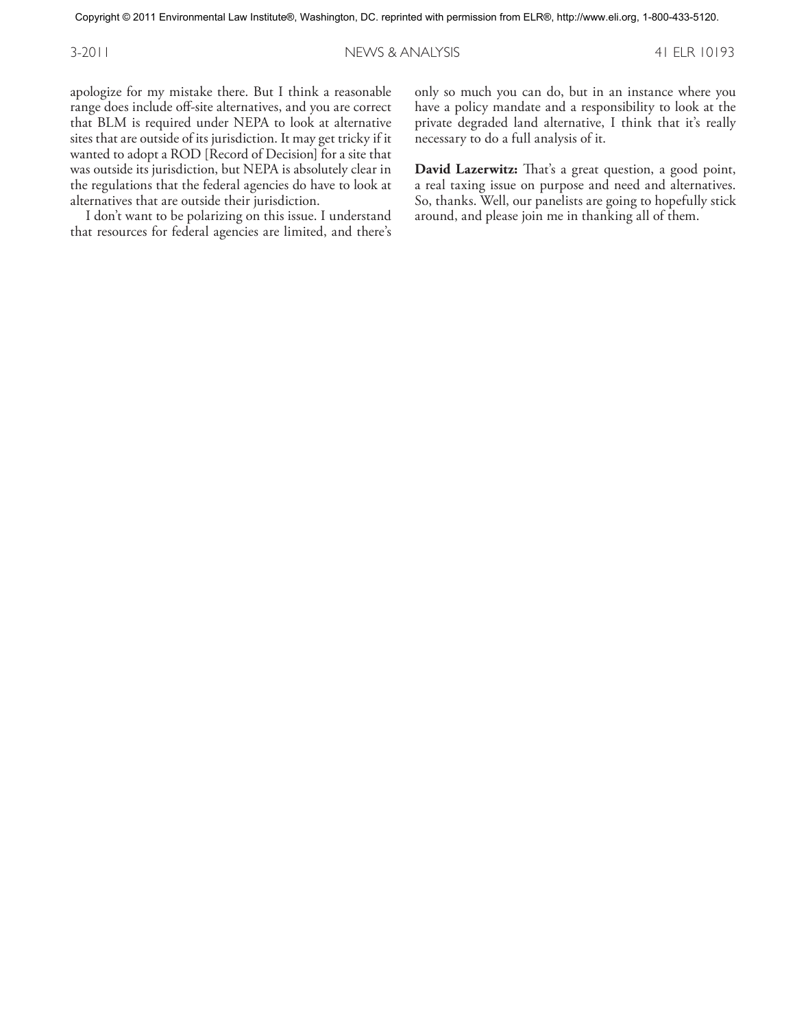apologize for my mistake there. But I think a reasonable range does include off-site alternatives, and you are correct that BLM is required under NEPA to look at alternative sites that are outside of its jurisdiction. It may get tricky if it wanted to adopt a ROD [Record of Decision] for a site that was outside its jurisdiction, but NEPA is absolutely clear in the regulations that the federal agencies do have to look at alternatives that are outside their jurisdiction.

I don't want to be polarizing on this issue. I understand that resources for federal agencies are limited, and there's only so much you can do, but in an instance where you have a policy mandate and a responsibility to look at the private degraded land alternative, I think that it's really necessary to do a full analysis of it.

**David Lazerwitz:** That's a great question, a good point, a real taxing issue on purpose and need and alternatives. So, thanks. Well, our panelists are going to hopefully stick around, and please join me in thanking all of them.